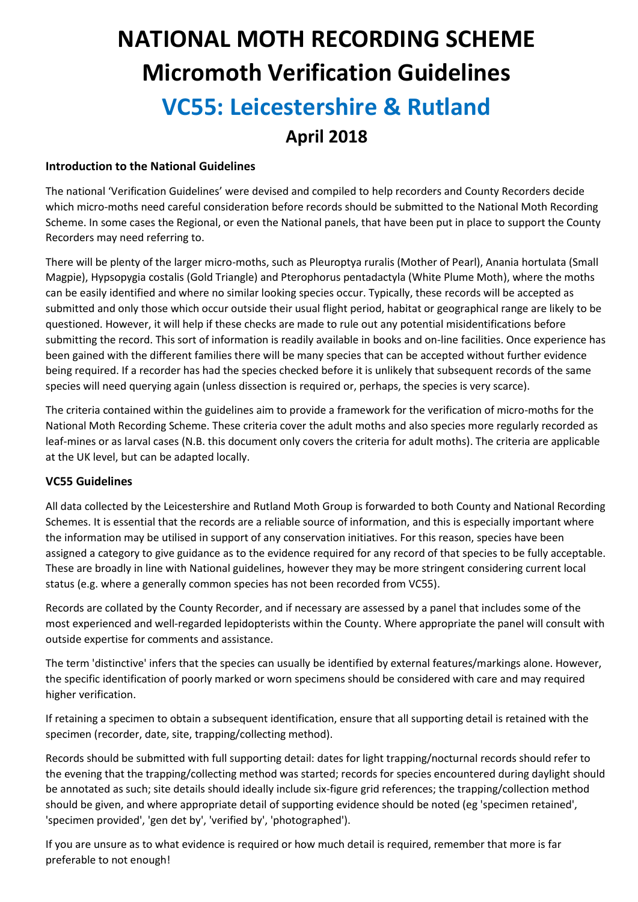# NATIONAL MOTH RECORDING SCHEME

# Micromoth Verification Guidelines

# VC55: Leicestershire & Rutland

## April 2018

**Introduction to the National Guidelines**

The national 'Verification Guidelines' were devised and compiled to help recorders and County Recorders decide which micro-moths need careful consideration before records should be submitted to the National Moth Recording Scheme. In some cases the Regional, or even the National panels, that have been put in place to support the County Recorders may need referring to.

There will be plenty of the larger micro-moths, such as Pleuroptya ruralis (Mother of Pearl), Anania hortulata (Small Magpie), Hypsopygia costalis (Gold Triangle) and Pterophorus pentadactyla (White Plume Moth), where the moths can be easily identified and where no similar looking species occur. Typically, these records will be accepted as submitted and only those which occur outside their usual flight period, habitat or geographical range are likely to be questioned. However, it will help if these checks are made to rule out any potential misidentifications before submitting the record. This sort of information is readily available in books and on-line facilities. Once experience has been gained with the different families there will be many species that can be accepted without further evidence being required. If a recorder has had the species checked before it is unlikely that subsequent records of the same species will need querying again (unless dissection is required or, perhaps, the species is very scarce).

The criteria contained within the guidelines aim to provide a framework for the verification of micro-moths for the National Moth Recording Scheme. These criteria cover the adult moths and also species more regularly recorded as leaf-mines or as larval cases (N.B. this document only covers the criteria for adult moths). The criteria are applicable at the UK level, but can be adapted locally.

**VC55 Guidelines**

All data collected by the Leicestershire and Rutland Moth Group is forwarded to both County and National Recording Schemes. It is essential that the records are a reliable source of information, and this is especially important where the information may be utilised in support of any conservation initiatives. For this reason, species have been assigned a category to give guidance as to the evidence required for any record of that species to be fully acceptable. These are broadly in line with National guidelines, however they may be more stringent considering current local status (e.g. where a generally common species has not been recorded from VC55).

Records are collated by the County Recorder, and if necessary are assessed by a panel that includes some of the most experienced and well-regarded lepidopterists within the County. Where appropriate the panel will consult with outside expertise for comments and assistance.

The term 'distinctive' infers that the species can usually be identified by external features/markings alone. However, the specific identification of poorly marked or worn specimens should be considered with care and may required higher verification.

If retaining a specimen to obtain a subsequent identification, ensure that all supporting detail is retained with the specimen (recorder, date, site, trapping/collecting method).

Records should be submitted with full supporting detail: dates for light trapping/nocturnal records should refer to the evening that the trapping/collecting method was started; records for species encountered during daylight should be annotated as such; site details should ideally include six-figure grid references; the trapping/collection method should be given, and where appropriate detail of supporting evidence should be noted (eg 'specimen retained', 'specimen provided', 'gen det by', 'verified by', 'photographed').

If you are unsure as to what evidence is required or how much detail is required, remember that more is far preferable to not enough!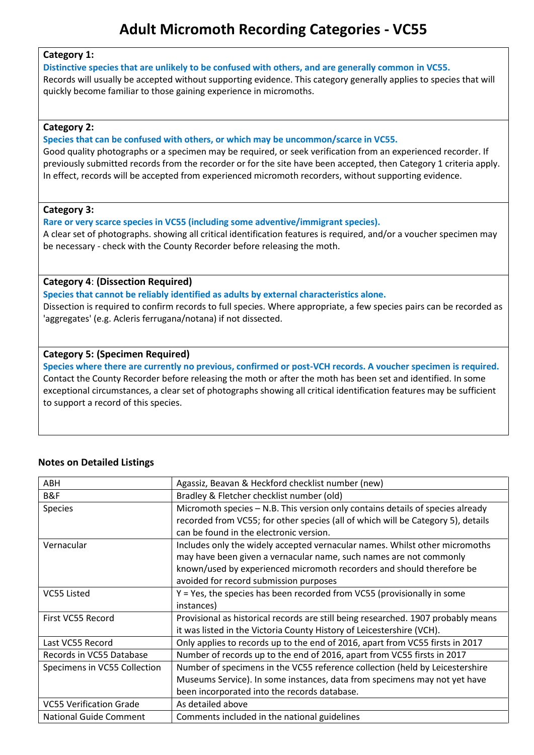# Adult Micromoth Recording Categories - VC55

**Category 1:**

**Distinctive species that are unlikely to be confused with others, and are generally common in VC55.**

Records will usually be accepted without supporting evidence. This category generally applies to species that will quickly become familiar to those gaining experience in micromoths.

**Category 2:**

**Species that can be confused with others, or which may be uncommon/scarce in VC55.**

Good quality photographs or a specimen may be required, or seek verification from an experienced recorder. If previously submitted records from the recorder or for the site have been accepted, then Category 1 criteria apply. In effect, records will be accepted from experienced micromoth recorders, without supporting evidence.

**Category 3:**

**Rare or very scarce species in VC55 (including some adventive/immigrant species).**

A clear set of photographs. showing all critical identification features is required, and/or a voucher specimen may be necessary - check with the County Recorder before releasing the moth.

**Category 4: (Dissection Required)**

**Species that cannot be reliably identified as adults by external characteristics alone.**

Dissection is required to confirm records to full species. Where appropriate, a few species pairs can be recorded as 'aggregates' (e.g. Acleris ferrugana/notana) if not dissected.

**Category 5: (Specimen Required)**

**Species where there are currently no previous, confirmed or post-VCH records. A voucher specimen is required.**

Contact the County Recorder before releasing the moth or after the moth has been set and identified. In some exceptional circumstances, a clear set of photographs showing all critical identification features may be sufficient to support a record of this species.

### Notes on Detailed Listings

| | |
|---|---|
| ABH | Agassiz, Beavan & Heckford checklist number (new) |
| B&F | Bradley & Fletcher checklist number (old) |
| Species | Micromoth species – N.B. This version only contains details of species already recorded from VC55; for other species (all of which will be Category 5), details can be found in the electronic version. |
| Vernacular | Includes only the widely accepted vernacular names. Whilst other micromoths may have been given a vernacular name, such names are not commonly known/used by experienced micromoth recorders and should therefore be avoided for record submission purposes |
| VC55 Listed | Y = Yes, the species has been recorded from VC55 (provisionally in some instances) |
| First VC55 Record | Provisional as historical records are still being researched. 1907 probably means it was listed in the Victoria County History of Leicestershire (VCH). |
| Last VC55 Record | Only applies to records up to the end of 2016, apart from VC55 firsts in 2017 |
| Records in VC55 Database | Number of records up to the end of 2016, apart from VC55 firsts in 2017 |
| Specimens in VC55 Collection | Number of specimens in the VC55 reference collection (held by Leicestershire Museums Service). In some instances, data from specimens may not yet have been incorporated into the records database. |
| VC55 Verification Grade | As detailed above |
| National Guide Comment | Comments included in the national guidelines |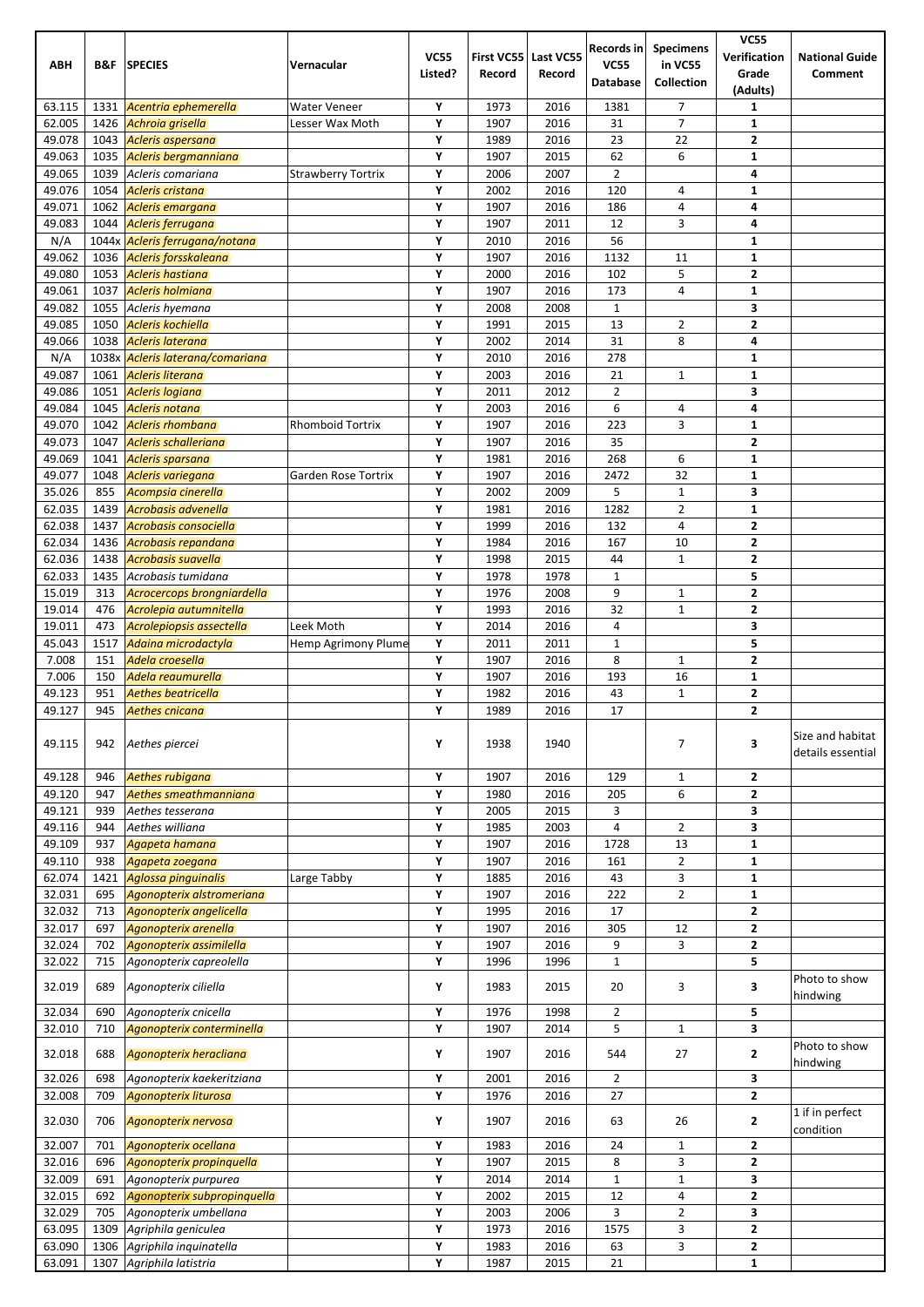| ABH | B&F | SPECIES | Vernacular | VC55 Listed? | First VC55 Record | Last VC55 Record | Records in VC55 Database | Specimens in VC55 Collection | VC55 Verification Grade (Adults) | National Guide Comment |
|---|---|---|---|---|---|---|---|---|---|---|
| 63.115 | 1331 | *Acentria ephemerella* | Water Veneer | Y | 1973 | 2016 | 1381 | 7 | 1 | |
| 62.005 | 1426 | *Achroia grisella* | Lesser Wax Moth | Y | 1907 | 2016 | 31 | 7 | 1 | |
| 49.078 | 1043 | *Acleris aspersana* | | Y | 1989 | 2016 | 23 | 22 | 2 | |
| 49.063 | 1035 | *Acleris bergmanniana* | | Y | 1907 | 2015 | 62 | 6 | 1 | |
| 49.065 | 1039 | *Acleris comariana* | Strawberry Tortrix | Y | 2006 | 2007 | 2 | | 4 | |
| 49.076 | 1054 | *Acleris cristana* | | Y | 2002 | 2016 | 120 | 4 | 1 | |
| 49.071 | 1062 | *Acleris emargana* | | Y | 1907 | 2016 | 186 | 4 | 4 | |
| 49.083 | 1044 | *Acleris ferrugana* | | Y | 1907 | 2011 | 12 | 3 | 4 | |
| N/A | 1044x | *Acleris ferrugana/notana* | | Y | 2010 | 2016 | 56 | | 1 | |
| 49.062 | 1036 | *Acleris forsskaleana* | | Y | 1907 | 2016 | 1132 | 11 | 1 | |
| 49.080 | 1053 | *Acleris hastiana* | | Y | 2000 | 2016 | 102 | 5 | 2 | |
| 49.061 | 1037 | *Acleris holmiana* | | Y | 1907 | 2016 | 173 | 4 | 1 | |
| 49.082 | 1055 | *Acleris hyemana* | | Y | 2008 | 2008 | 1 | | 3 | |
| 49.085 | 1050 | *Acleris kochiella* | | Y | 1991 | 2015 | 13 | 2 | 2 | |
| 49.066 | 1038 | *Acleris laterana* | | Y | 2002 | 2014 | 31 | 8 | 4 | |
| N/A | 1038x | *Acleris laterana/comariana* | | Y | 2010 | 2016 | 278 | | 1 | |
| 49.087 | 1061 | *Acleris literana* | | Y | 2003 | 2016 | 21 | 1 | 1 | |
| 49.086 | 1051 | *Acleris logiana* | | Y | 2011 | 2012 | 2 | | 3 | |
| 49.084 | 1045 | *Acleris notana* | | Y | 2003 | 2016 | 6 | 4 | 4 | |
| 49.070 | 1042 | *Acleris rhombana* | Rhomboid Tortrix | Y | 1907 | 2016 | 223 | 3 | 1 | |
| 49.073 | 1047 | *Acleris schalleriana* | | Y | 1907 | 2016 | 35 | | 2 | |
| 49.069 | 1041 | *Acleris sparsana* | | Y | 1981 | 2016 | 268 | 6 | 1 | |
| 49.077 | 1048 | *Acleris variegana* | Garden Rose Tortrix | Y | 1907 | 2016 | 2472 | 32 | 1 | |
| 35.026 | 855 | *Acompsia cinerella* | | Y | 2002 | 2009 | 5 | 1 | 3 | |
| 62.035 | 1439 | *Acrobasis advenella* | | Y | 1981 | 2016 | 1282 | 2 | 1 | |
| 62.038 | 1437 | *Acrobasis consociella* | | Y | 1999 | 2016 | 132 | 4 | 2 | |
| 62.034 | 1436 | *Acrobasis repandana* | | Y | 1984 | 2016 | 167 | 10 | 2 | |
| 62.036 | 1438 | *Acrobasis suavella* | | Y | 1998 | 2015 | 44 | 1 | 2 | |
| 62.033 | 1435 | *Acrobasis tumidana* | | Y | 1978 | 1978 | 1 | | 5 | |
| 15.019 | 313 | *Acrocercops brongniardella* | | Y | 1976 | 2008 | 9 | 1 | 2 | |
| 19.014 | 476 | *Acrolepia autumnitella* | | Y | 1993 | 2016 | 32 | 1 | 2 | |
| 19.011 | 473 | *Acrolepiopsis assectella* | Leek Moth | Y | 2014 | 2016 | 4 | | 3 | |
| 45.043 | 1517 | *Adaina microdactyla* | Hemp Agrimony Plume | Y | 2011 | 2011 | 1 | | 5 | |
| 7.008 | 151 | *Adela croesella* | | Y | 1907 | 2016 | 8 | 1 | 2 | |
| 7.006 | 150 | *Adela reaumurella* | | Y | 1907 | 2016 | 193 | 16 | 1 | |
| 49.123 | 951 | *Aethes beatricella* | | Y | 1982 | 2016 | 43 | 1 | 2 | |
| 49.127 | 945 | *Aethes cnicana* | | Y | 1989 | 2016 | 17 | | 2 | |
| 49.115 | 942 | *Aethes piercei* | | Y | 1938 | 1940 | | 7 | 3 | Size and habitat details essential |
| 49.128 | 946 | *Aethes rubigana* | | Y | 1907 | 2016 | 129 | 1 | 2 | |
| 49.120 | 947 | *Aethes smeathmanniana* | | Y | 1980 | 2016 | 205 | 6 | 2 | |
| 49.121 | 939 | *Aethes tesserana* | | Y | 2005 | 2015 | 3 | | 3 | |
| 49.116 | 944 | *Aethes williana* | | Y | 1985 | 2003 | 4 | 2 | 3 | |
| 49.109 | 937 | *Agapeta hamana* | | Y | 1907 | 2016 | 1728 | 13 | 1 | |
| 49.110 | 938 | *Agapeta zoegana* | | Y | 1907 | 2016 | 161 | 2 | 1 | |
| 62.074 | 1421 | *Aglossa pinguinalis* | Large Tabby | Y | 1885 | 2016 | 43 | 3 | 1 | |
| 32.031 | 695 | *Agonopterix alstromeriana* | | Y | 1907 | 2016 | 222 | 2 | 1 | |
| 32.032 | 713 | *Agonopterix angelicella* | | Y | 1995 | 2016 | 17 | | 2 | |
| 32.017 | 697 | *Agonopterix arenella* | | Y | 1907 | 2016 | 305 | 12 | 2 | |
| 32.024 | 702 | *Agonopterix assimilella* | | Y | 1907 | 2016 | 9 | 3 | 2 | |
| 32.022 | 715 | *Agonopterix capreolella* | | Y | 1996 | 1996 | 1 | | 5 | |
| 32.019 | 689 | *Agonopterix ciliella* | | Y | 1983 | 2015 | 20 | 3 | 3 | Photo to show hindwing |
| 32.034 | 690 | *Agonopterix cnicella* | | Y | 1976 | 1998 | 2 | | 5 | |
| 32.010 | 710 | *Agonopterix conterminella* | | Y | 1907 | 2014 | 5 | 1 | 3 | |
| 32.018 | 688 | *Agonopterix heracliana* | | Y | 1907 | 2016 | 544 | 27 | 2 | Photo to show hindwing |
| 32.026 | 698 | *Agonopterix kaekeritziana* | | Y | 2001 | 2016 | 2 | | 3 | |
| 32.008 | 709 | *Agonopterix liturosa* | | Y | 1976 | 2016 | 27 | | 2 | |
| 32.030 | 706 | *Agonopterix nervosa* | | Y | 1907 | 2016 | 63 | 26 | 2 | 1 if in perfect condition |
| 32.007 | 701 | *Agonopterix ocellana* | | Y | 1983 | 2016 | 24 | 1 | 2 | |
| 32.016 | 696 | *Agonopterix propinquella* | | Y | 1907 | 2015 | 8 | 3 | 2 | |
| 32.009 | 691 | *Agonopterix purpurea* | | Y | 2014 | 2014 | 1 | 1 | 3 | |
| 32.015 | 692 | *Agonopterix subpropinquella* | | Y | 2002 | 2015 | 12 | 4 | 2 | |
| 32.029 | 705 | *Agonopterix umbellana* | | Y | 2003 | 2006 | 3 | 2 | 3 | |
| 63.095 | 1309 | *Agriphila geniculea* | | Y | 1973 | 2016 | 1575 | 3 | 2 | |
| 63.090 | 1306 | *Agriphila inquinatella* | | Y | 1983 | 2016 | 63 | 3 | 2 | |
| 63.091 | 1307 | *Agriphila latistria* | | Y | 1987 | 2015 | 21 | | 1 | |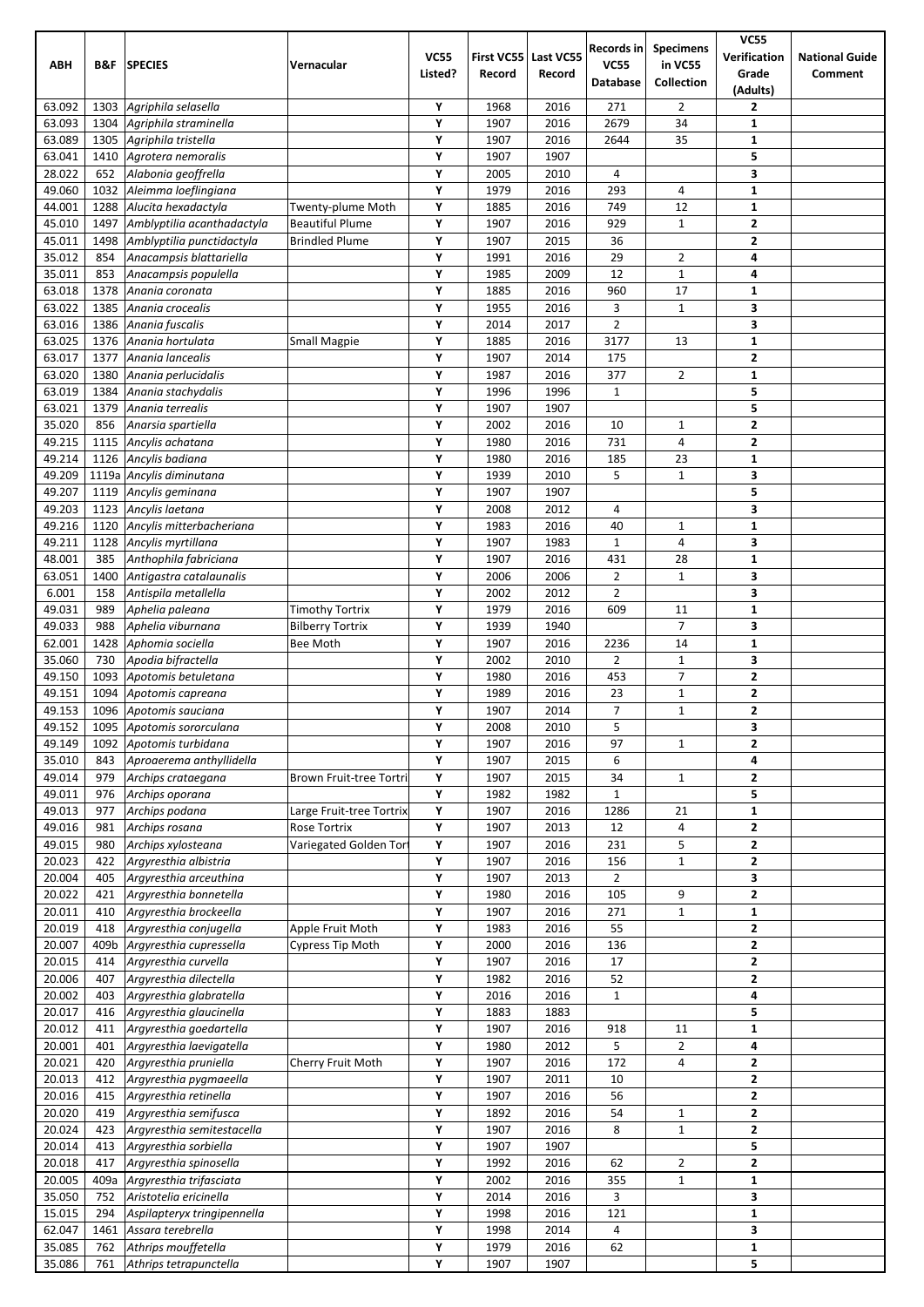| ABH | B&F | SPECIES | Vernacular | VC55 Listed? | First VC55 Record | Last VC55 Record | Records in VC55 Database | Specimens in VC55 Collection | VC55 Verification Grade (Adults) | National Guide Comment |
|---|---|---|---|---|---|---|---|---|---|---|
| 63.092 | 1303 | *Agriphila selasella* | | Y | 1968 | 2016 | 271 | 2 | 2 | |
| 63.093 | 1304 | *Agriphila straminella* | | Y | 1907 | 2016 | 2679 | 34 | 1 | |
| 63.089 | 1305 | *Agriphila tristella* | | Y | 1907 | 2016 | 2644 | 35 | 1 | |
| 63.041 | 1410 | *Agrotera nemoralis* | | Y | 1907 | 1907 | | | 5 | |
| 28.022 | 652 | *Alabonia geoffrella* | | Y | 2005 | 2010 | 4 | | 3 | |
| 49.060 | 1032 | *Aleimma loeflingiana* | | Y | 1979 | 2016 | 293 | 4 | 1 | |
| 44.001 | 1288 | *Alucita hexadactyla* | Twenty-plume Moth | Y | 1885 | 2016 | 749 | 12 | 1 | |
| 45.010 | 1497 | *Amblyptilia acanthadactyla* | Beautiful Plume | Y | 1907 | 2016 | 929 | 1 | 2 | |
| 45.011 | 1498 | *Amblyptilia punctidactyla* | Brindled Plume | Y | 1907 | 2015 | 36 | | 2 | |
| 35.012 | 854 | *Anacampsis blattariella* | | Y | 1991 | 2016 | 29 | 2 | 4 | |
| 35.011 | 853 | *Anacampsis populella* | | Y | 1985 | 2009 | 12 | 1 | 4 | |
| 63.018 | 1378 | *Anania coronata* | | Y | 1885 | 2016 | 960 | 17 | 1 | |
| 63.022 | 1385 | *Anania crocealis* | | Y | 1955 | 2016 | 3 | 1 | 3 | |
| 63.016 | 1386 | *Anania fuscalis* | | Y | 2014 | 2017 | 2 | | 3 | |
| 63.025 | 1376 | *Anania hortulata* | Small Magpie | Y | 1885 | 2016 | 3177 | 13 | 1 | |
| 63.017 | 1377 | *Anania lancealis* | | Y | 1907 | 2014 | 175 | | 2 | |
| 63.020 | 1380 | *Anania perlucidalis* | | Y | 1987 | 2016 | 377 | 2 | 1 | |
| 63.019 | 1384 | *Anania stachydalis* | | Y | 1996 | 1996 | 1 | | 5 | |
| 63.021 | 1379 | *Anania terrealis* | | Y | 1907 | 1907 | | | 5 | |
| 35.020 | 856 | *Anarsia spartiella* | | Y | 2002 | 2016 | 10 | 1 | 2 | |
| 49.215 | 1115 | *Ancylis achatana* | | Y | 1980 | 2016 | 731 | 4 | 2 | |
| 49.214 | 1126 | *Ancylis badiana* | | Y | 1980 | 2016 | 185 | 23 | 1 | |
| 49.209 | 1119a | *Ancylis diminutana* | | Y | 1939 | 2010 | 5 | 1 | 3 | |
| 49.207 | 1119 | *Ancylis geminana* | | Y | 1907 | 1907 | | | 5 | |
| 49.203 | 1123 | *Ancylis laetana* | | Y | 2008 | 2012 | 4 | | 3 | |
| 49.216 | 1120 | *Ancylis mitterbacheriana* | | Y | 1983 | 2016 | 40 | 1 | 1 | |
| 49.211 | 1128 | *Ancylis myrtillana* | | Y | 1907 | 1983 | 1 | 4 | 3 | |
| 48.001 | 385 | *Anthophila fabriciana* | | Y | 1907 | 2016 | 431 | 28 | 1 | |
| 63.051 | 1400 | *Antigastra catalaunalis* | | Y | 2006 | 2006 | 2 | 1 | 3 | |
| 6.001 | 158 | *Antispila metallella* | | Y | 2002 | 2012 | 2 | | 3 | |
| 49.031 | 989 | *Aphelia paleana* | Timothy Tortrix | Y | 1979 | 2016 | 609 | 11 | 1 | |
| 49.033 | 988 | *Aphelia viburnana* | Bilberry Tortrix | Y | 1939 | 1940 | | 7 | 3 | |
| 62.001 | 1428 | *Aphomia sociella* | Bee Moth | Y | 1907 | 2016 | 2236 | 14 | 1 | |
| 35.060 | 730 | *Apodia bifractella* | | Y | 2002 | 2010 | 2 | 1 | 3 | |
| 49.150 | 1093 | *Apotomis betuletana* | | Y | 1980 | 2016 | 453 | 7 | 2 | |
| 49.151 | 1094 | *Apotomis capreana* | | Y | 1989 | 2016 | 23 | 1 | 2 | |
| 49.153 | 1096 | *Apotomis sauciana* | | Y | 1907 | 2014 | 7 | 1 | 2 | |
| 49.152 | 1095 | *Apotomis sororculana* | | Y | 2008 | 2010 | 5 | | 3 | |
| 49.149 | 1092 | *Apotomis turbidana* | | Y | 1907 | 2016 | 97 | 1 | 2 | |
| 35.010 | 843 | *Aproaerema anthyllidella* | | Y | 1907 | 2015 | 6 | | 4 | |
| 49.014 | 979 | *Archips crataegana* | Brown Fruit-tree Tortri | Y | 1907 | 2015 | 34 | 1 | 2 | |
| 49.011 | 976 | *Archips oporana* | | Y | 1982 | 1982 | 1 | | 5 | |
| 49.013 | 977 | *Archips podana* | Large Fruit-tree Tortrix | Y | 1907 | 2016 | 1286 | 21 | 1 | |
| 49.016 | 981 | *Archips rosana* | Rose Tortrix | Y | 1907 | 2013 | 12 | 4 | 2 | |
| 49.015 | 980 | *Archips xylosteana* | Variegated Golden Tor | Y | 1907 | 2016 | 231 | 5 | 2 | |
| 20.023 | 422 | *Argyresthia albistria* | | Y | 1907 | 2016 | 156 | 1 | 2 | |
| 20.004 | 405 | *Argyresthia arceuthina* | | Y | 1907 | 2013 | 2 | | 3 | |
| 20.022 | 421 | *Argyresthia bonnetella* | | Y | 1980 | 2016 | 105 | 9 | 2 | |
| 20.011 | 410 | *Argyresthia brockeella* | | Y | 1907 | 2016 | 271 | 1 | 1 | |
| 20.019 | 418 | *Argyresthia conjugella* | Apple Fruit Moth | Y | 1983 | 2016 | 55 | | 2 | |
| 20.007 | 409b | *Argyresthia cupressella* | Cypress Tip Moth | Y | 2000 | 2016 | 136 | | 2 | |
| 20.015 | 414 | *Argyresthia curvella* | | Y | 1907 | 2016 | 17 | | 2 | |
| 20.006 | 407 | *Argyresthia dilectella* | | Y | 1982 | 2016 | 52 | | 2 | |
| 20.002 | 403 | *Argyresthia glabratella* | | Y | 2016 | 2016 | 1 | | 4 | |
| 20.017 | 416 | *Argyresthia glaucinella* | | Y | 1883 | 1883 | | | 5 | |
| 20.012 | 411 | *Argyresthia goedartella* | | Y | 1907 | 2016 | 918 | 11 | 1 | |
| 20.001 | 401 | *Argyresthia laevigatella* | | Y | 1980 | 2012 | 5 | 2 | 4 | |
| 20.021 | 420 | *Argyresthia pruniella* | Cherry Fruit Moth | Y | 1907 | 2016 | 172 | 4 | 2 | |
| 20.013 | 412 | *Argyresthia pygmaeella* | | Y | 1907 | 2011 | 10 | | 2 | |
| 20.016 | 415 | *Argyresthia retinella* | | Y | 1907 | 2016 | 56 | | 2 | |
| 20.020 | 419 | *Argyresthia semifusca* | | Y | 1892 | 2016 | 54 | 1 | 2 | |
| 20.024 | 423 | *Argyresthia semitestacella* | | Y | 1907 | 2016 | 8 | 1 | 2 | |
| 20.014 | 413 | *Argyresthia sorbiella* | | Y | 1907 | 1907 | | | 5 | |
| 20.018 | 417 | *Argyresthia spinosella* | | Y | 1992 | 2016 | 62 | 2 | 2 | |
| 20.005 | 409a | *Argyresthia trifasciata* | | Y | 2002 | 2016 | 355 | 1 | 1 | |
| 35.050 | 752 | *Aristotelia ericinella* | | Y | 2014 | 2016 | 3 | | 3 | |
| 15.015 | 294 | *Aspilapteryx tringipennella* | | Y | 1998 | 2016 | 121 | | 1 | |
| 62.047 | 1461 | *Assara terebrella* | | Y | 1998 | 2014 | 4 | | 3 | |
| 35.085 | 762 | *Athrips mouffetella* | | Y | 1979 | 2016 | 62 | | 1 | |
| 35.086 | 761 | *Athrips tetrapunctella* | | Y | 1907 | 1907 | | | 5 | |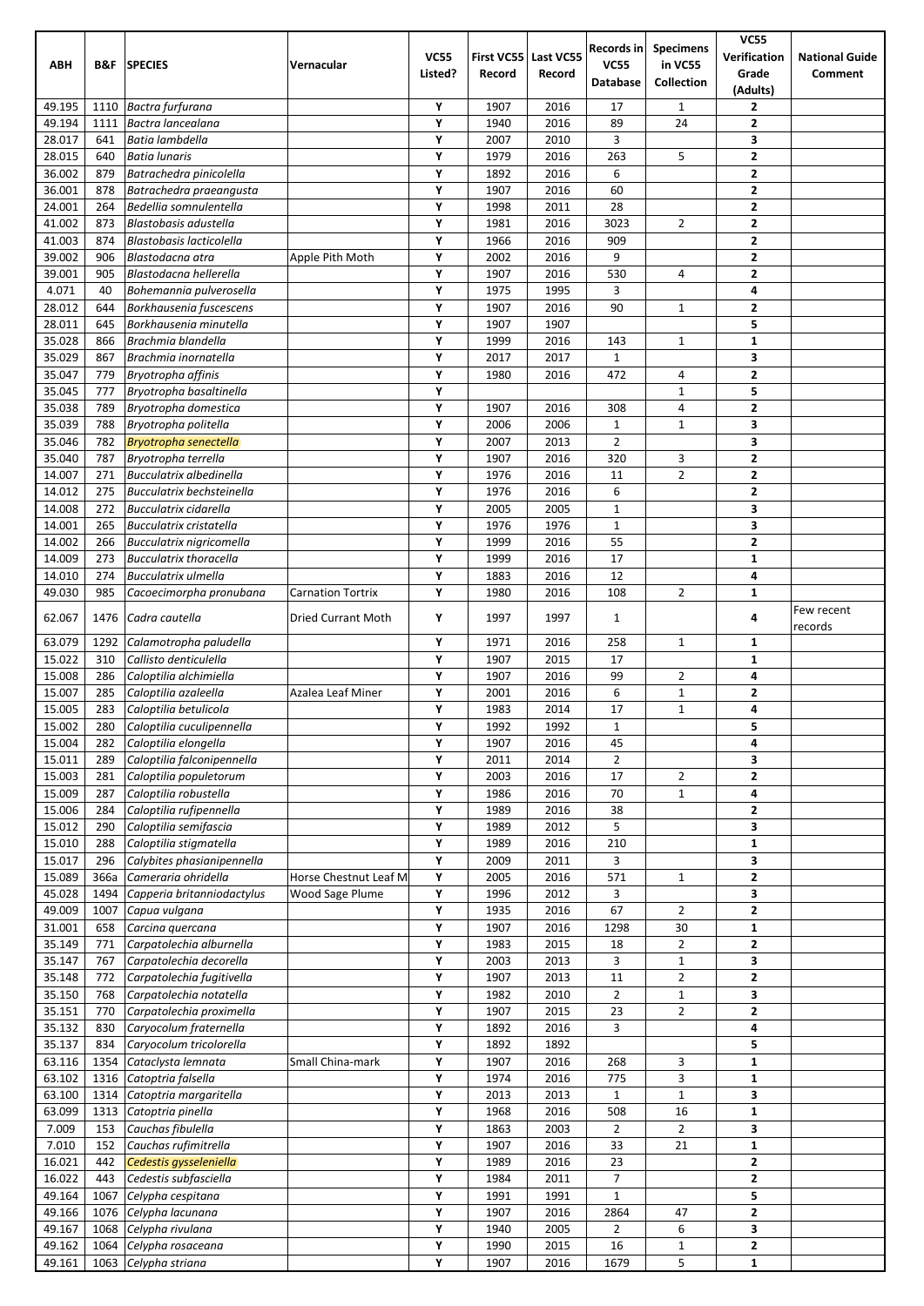| ABH | B&F | SPECIES | Vernacular | VC55 Listed? | First VC55 Record | Last VC55 Record | Records in VC55 Database | Specimens in VC55 Collection | VC55 Verification Grade (Adults) | National Guide Comment |
|---|---|---|---|---|---|---|---|---|---|---|
| 49.195 | 1110 | *Bactra furfurana* | | Y | 1907 | 2016 | 17 | 1 | 2 | |
| 49.194 | 1111 | *Bactra lancealana* | | Y | 1940 | 2016 | 89 | 24 | 2 | |
| 28.017 | 641 | *Batia lambdella* | | Y | 2007 | 2010 | 3 | | 3 | |
| 28.015 | 640 | *Batia lunaris* | | Y | 1979 | 2016 | 263 | 5 | 2 | |
| 36.002 | 879 | *Batrachedra pinicolella* | | Y | 1892 | 2016 | 6 | | 2 | |
| 36.001 | 878 | *Batrachedra praeangusta* | | Y | 1907 | 2016 | 60 | | 2 | |
| 24.001 | 264 | *Bedellia somnulentella* | | Y | 1998 | 2011 | 28 | | 2 | |
| 41.002 | 873 | *Blastobasis adustella* | | Y | 1981 | 2016 | 3023 | 2 | 2 | |
| 41.003 | 874 | *Blastobasis lacticolella* | | Y | 1966 | 2016 | 909 | | 2 | |
| 39.002 | 906 | *Blastodacna atra* | Apple Pith Moth | Y | 2002 | 2016 | 9 | | 2 | |
| 39.001 | 905 | *Blastodacna hellerella* | | Y | 1907 | 2016 | 530 | 4 | 2 | |
| 4.071 | 40 | *Bohemannia pulverosella* | | Y | 1975 | 1995 | 3 | | 4 | |
| 28.012 | 644 | *Borkhausenia fuscescens* | | Y | 1907 | 2016 | 90 | 1 | 2 | |
| 28.011 | 645 | *Borkhausenia minutella* | | Y | 1907 | 1907 | | | 5 | |
| 35.028 | 866 | *Brachmia blandella* | | Y | 1999 | 2016 | 143 | 1 | 1 | |
| 35.029 | 867 | *Brachmia inornatella* | | Y | 2017 | 2017 | 1 | | 3 | |
| 35.047 | 779 | *Bryotropha affinis* | | Y | 1980 | 2016 | 472 | 4 | 2 | |
| 35.045 | 777 | *Bryotropha basaltinella* | | Y | | | | 1 | 5 | |
| 35.038 | 789 | *Bryotropha domestica* | | Y | 1907 | 2016 | 308 | 4 | 2 | |
| 35.039 | 788 | *Bryotropha politella* | | Y | 2006 | 2006 | 1 | 1 | 3 | |
| 35.046 | 782 | *Bryotropha senectella* | | Y | 2007 | 2013 | 2 | | 3 | |
| 35.040 | 787 | *Bryotropha terrella* | | Y | 1907 | 2016 | 320 | 3 | 2 | |
| 14.007 | 271 | *Bucculatrix albedinella* | | Y | 1976 | 2016 | 11 | 2 | 2 | |
| 14.012 | 275 | *Bucculatrix bechsteinella* | | Y | 1976 | 2016 | 6 | | 2 | |
| 14.008 | 272 | *Bucculatrix cidarella* | | Y | 2005 | 2005 | 1 | | 3 | |
| 14.001 | 265 | *Bucculatrix cristatella* | | Y | 1976 | 1976 | 1 | | 3 | |
| 14.002 | 266 | *Bucculatrix nigricomella* | | Y | 1999 | 2016 | 55 | | 2 | |
| 14.009 | 273 | *Bucculatrix thoracella* | | Y | 1999 | 2016 | 17 | | 1 | |
| 14.010 | 274 | *Bucculatrix ulmella* | | Y | 1883 | 2016 | 12 | | 4 | |
| 49.030 | 985 | *Cacoecimorpha pronubana* | Carnation Tortrix | Y | 1980 | 2016 | 108 | 2 | 1 | |
| 62.067 | 1476 | *Cadra cautella* | Dried Currant Moth | Y | 1997 | 1997 | 1 | | 4 | Few recent records |
| 63.079 | 1292 | *Calamotropha paludella* | | Y | 1971 | 2016 | 258 | 1 | 1 | |
| 15.022 | 310 | *Callisto denticulella* | | Y | 1907 | 2015 | 17 | | 1 | |
| 15.008 | 286 | *Caloptilia alchimiella* | | Y | 1907 | 2016 | 99 | 2 | 4 | |
| 15.007 | 285 | *Caloptilia azaleella* | Azalea Leaf Miner | Y | 2001 | 2016 | 6 | 1 | 2 | |
| 15.005 | 283 | *Caloptilia betulicola* | | Y | 1983 | 2014 | 17 | 1 | 4 | |
| 15.002 | 280 | *Caloptilia cuculipennella* | | Y | 1992 | 1992 | 1 | | 5 | |
| 15.004 | 282 | *Caloptilia elongella* | | Y | 1907 | 2016 | 45 | | 4 | |
| 15.011 | 289 | *Caloptilia falconipennella* | | Y | 2011 | 2014 | 2 | | 3 | |
| 15.003 | 281 | *Caloptilia populetorum* | | Y | 2003 | 2016 | 17 | 2 | 2 | |
| 15.009 | 287 | *Caloptilia robustella* | | Y | 1986 | 2016 | 70 | 1 | 4 | |
| 15.006 | 284 | *Caloptilia rufipennella* | | Y | 1989 | 2016 | 38 | | 2 | |
| 15.012 | 290 | *Caloptilia semifascia* | | Y | 1989 | 2012 | 5 | | 3 | |
| 15.010 | 288 | *Caloptilia stigmatella* | | Y | 1989 | 2016 | 210 | | 1 | |
| 15.017 | 296 | *Calybites phasianipennella* | | Y | 2009 | 2011 | 3 | | 3 | |
| 15.089 | 366a | *Cameraria ohridella* | Horse Chestnut Leaf M | Y | 2005 | 2016 | 571 | 1 | 2 | |
| 45.028 | 1494 | *Capperia britanniodactylus* | Wood Sage Plume | Y | 1996 | 2012 | 3 | | 3 | |
| 49.009 | 1007 | *Capua vulgana* | | Y | 1935 | 2016 | 67 | 2 | 2 | |
| 31.001 | 658 | *Carcina quercana* | | Y | 1907 | 2016 | 1298 | 30 | 1 | |
| 35.149 | 771 | *Carpatolechia alburnella* | | Y | 1983 | 2015 | 18 | 2 | 2 | |
| 35.147 | 767 | *Carpatolechia decorella* | | Y | 2003 | 2013 | 3 | 1 | 3 | |
| 35.148 | 772 | *Carpatolechia fugitivella* | | Y | 1907 | 2013 | 11 | 2 | 2 | |
| 35.150 | 768 | *Carpatolechia notatella* | | Y | 1982 | 2010 | 2 | 1 | 3 | |
| 35.151 | 770 | *Carpatolechia proximella* | | Y | 1907 | 2015 | 23 | 2 | 2 | |
| 35.132 | 830 | *Caryocolum fraternella* | | Y | 1892 | 2016 | 3 | | 4 | |
| 35.137 | 834 | *Caryocolum tricolorella* | | Y | 1892 | 1892 | | | 5 | |
| 63.116 | 1354 | *Cataclysta lemnata* | Small China-mark | Y | 1907 | 2016 | 268 | 3 | 1 | |
| 63.102 | 1316 | *Catoptria falsella* | | Y | 1974 | 2016 | 775 | 3 | 1 | |
| 63.100 | 1314 | *Catoptria margaritella* | | Y | 2013 | 2013 | 1 | 1 | 3 | |
| 63.099 | 1313 | *Catoptria pinella* | | Y | 1968 | 2016 | 508 | 16 | 1 | |
| 7.009 | 153 | *Cauchas fibulella* | | Y | 1863 | 2003 | 2 | 2 | 3 | |
| 7.010 | 152 | *Cauchas rufimitrella* | | Y | 1907 | 2016 | 33 | 21 | 1 | |
| 16.021 | 442 | *Cedestis gysseleniella* | | Y | 1989 | 2016 | 23 | | 2 | |
| 16.022 | 443 | *Cedestis subfasciella* | | Y | 1984 | 2011 | 7 | | 2 | |
| 49.164 | 1067 | *Celypha cespitana* | | Y | 1991 | 1991 | 1 | | 5 | |
| 49.166 | 1076 | *Celypha lacunana* | | Y | 1907 | 2016 | 2864 | 47 | 2 | |
| 49.167 | 1068 | *Celypha rivulana* | | Y | 1940 | 2005 | 2 | 6 | 3 | |
| 49.162 | 1064 | *Celypha rosaceana* | | Y | 1990 | 2015 | 16 | 1 | 2 | |
| 49.161 | 1063 | *Celypha striana* | | Y | 1907 | 2016 | 1679 | 5 | 1 | |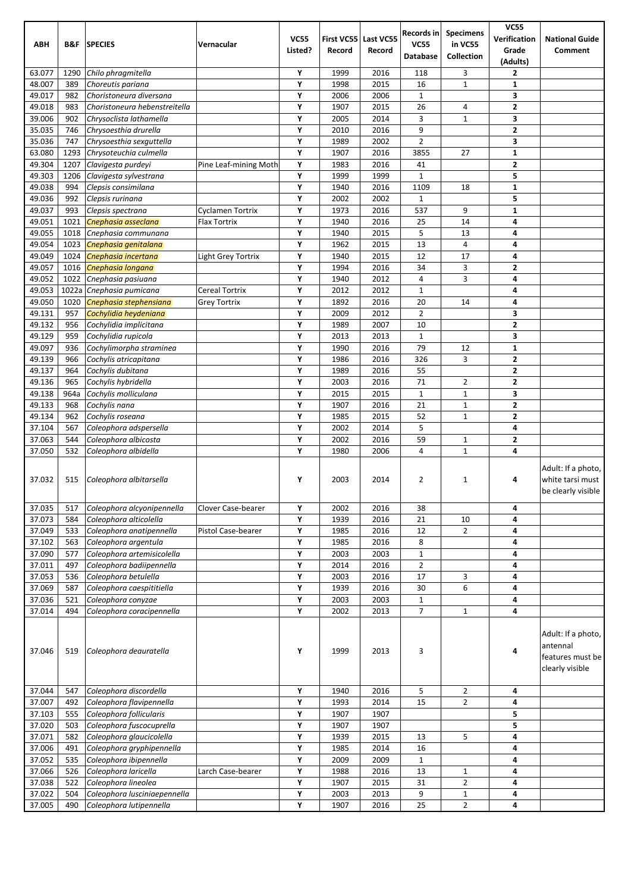| ABH | B&F | SPECIES | Vernacular | VC55 Listed? | First VC55 Record | Last VC55 Record | Records in VC55 Database | Specimens in VC55 Collection | VC55 Verification Grade (Adults) | National Guide Comment |
|---|---|---|---|---|---|---|---|---|---|---|
| 63.077 | 1290 | *Chilo phragmitella* | | Y | 1999 | 2016 | 118 | 3 | 2 | |
| 48.007 | 389 | *Choreutis pariana* | | Y | 1998 | 2015 | 16 | 1 | 1 | |
| 49.017 | 982 | *Choristoneura diversana* | | Y | 2006 | 2006 | 1 | | 3 | |
| 49.018 | 983 | *Choristoneura hebenstreitella* | | Y | 1907 | 2015 | 26 | 4 | 2 | |
| 39.006 | 902 | *Chrysoclista lathamella* | | Y | 2005 | 2014 | 3 | 1 | 3 | |
| 35.035 | 746 | *Chrysoesthia drurella* | | Y | 2010 | 2016 | 9 | | 2 | |
| 35.036 | 747 | *Chrysoesthia sexguttella* | | Y | 1989 | 2002 | 2 | | 3 | |
| 63.080 | 1293 | *Chrysoteuchia culmella* | | Y | 1907 | 2016 | 3855 | 27 | 1 | |
| 49.304 | 1207 | *Clavigesta purdeyi* | Pine Leaf-mining Moth | Y | 1983 | 2016 | 41 | | 2 | |
| 49.303 | 1206 | *Clavigesta sylvestrana* | | Y | 1999 | 1999 | 1 | | 5 | |
| 49.038 | 994 | *Clepsis consimilana* | | Y | 1940 | 2016 | 1109 | 18 | 1 | |
| 49.036 | 992 | *Clepsis rurinana* | | Y | 2002 | 2002 | 1 | | 5 | |
| 49.037 | 993 | *Clepsis spectrana* | Cyclamen Tortrix | Y | 1973 | 2016 | 537 | 9 | 1 | |
| 49.051 | 1021 | *Cnephasia asseclana* | Flax Tortrix | Y | 1940 | 2016 | 25 | 14 | 4 | |
| 49.055 | 1018 | *Cnephasia communana* | | Y | 1940 | 2015 | 5 | 13 | 4 | |
| 49.054 | 1023 | *Cnephasia genitalana* | | Y | 1962 | 2015 | 13 | 4 | 4 | |
| 49.049 | 1024 | *Cnephasia incertana* | Light Grey Tortrix | Y | 1940 | 2015 | 12 | 17 | 4 | |
| 49.057 | 1016 | *Cnephasia longana* | | Y | 1994 | 2016 | 34 | 3 | 2 | |
| 49.052 | 1022 | *Cnephasia pasiuana* | | Y | 1940 | 2012 | 4 | 3 | 4 | |
| 49.053 | 1022a | *Cnephasia pumicana* | Cereal Tortrix | Y | 2012 | 2012 | 1 | | 4 | |
| 49.050 | 1020 | *Cnephasia stephensiana* | Grey Tortrix | Y | 1892 | 2016 | 20 | 14 | 4 | |
| 49.131 | 957 | *Cochylidia heydeniana* | | Y | 2009 | 2012 | 2 | | 3 | |
| 49.132 | 956 | *Cochylidia implicitana* | | Y | 1989 | 2007 | 10 | | 2 | |
| 49.129 | 959 | *Cochylidia rupicola* | | Y | 2013 | 2013 | 1 | | 3 | |
| 49.097 | 936 | *Cochylimorpha straminea* | | Y | 1990 | 2016 | 79 | 12 | 1 | |
| 49.139 | 966 | *Cochylis atricapitana* | | Y | 1986 | 2016 | 326 | 3 | 2 | |
| 49.137 | 964 | *Cochylis dubitana* | | Y | 1989 | 2016 | 55 | | 2 | |
| 49.136 | 965 | *Cochylis hybridella* | | Y | 2003 | 2016 | 71 | 2 | 2 | |
| 49.138 | 964a | *Cochylis molliculana* | | Y | 2015 | 2015 | 1 | 1 | 3 | |
| 49.133 | 968 | *Cochylis nana* | | Y | 1907 | 2016 | 21 | 1 | 2 | |
| 49.134 | 962 | *Cochylis roseana* | | Y | 1985 | 2015 | 52 | 1 | 2 | |
| 37.104 | 567 | *Coleophora adspersella* | | Y | 2002 | 2014 | 5 | | 4 | |
| 37.063 | 544 | *Coleophora albicosta* | | Y | 2002 | 2016 | 59 | 1 | 2 | |
| 37.050 | 532 | *Coleophora albidella* | | Y | 1980 | 2006 | 4 | 1 | 4 | |
| 37.032 | 515 | *Coleophora albitarsella* | | Y | 2003 | 2014 | 2 | 1 | 4 | Adult: If a photo, white tarsi must be clearly visible |
| 37.035 | 517 | *Coleophora alcyonipennella* | Clover Case-bearer | Y | 2002 | 2016 | 38 | | 4 | |
| 37.073 | 584 | *Coleophora alticolella* | | Y | 1939 | 2016 | 21 | 10 | 4 | |
| 37.049 | 533 | *Coleophora anatipennella* | Pistol Case-bearer | Y | 1985 | 2016 | 12 | 2 | 4 | |
| 37.102 | 563 | *Coleophora argentula* | | Y | 1985 | 2016 | 8 | | 4 | |
| 37.090 | 577 | *Coleophora artemisicolella* | | Y | 2003 | 2003 | 1 | | 4 | |
| 37.011 | 497 | *Coleophora badiipennella* | | Y | 2014 | 2016 | 2 | | 4 | |
| 37.053 | 536 | *Coleophora betulella* | | Y | 2003 | 2016 | 17 | 3 | 4 | |
| 37.069 | 587 | *Coleophora caespititiella* | | Y | 1939 | 2016 | 30 | 6 | 4 | |
| 37.036 | 521 | *Coleophora conyzae* | | Y | 2003 | 2003 | 1 | | 4 | |
| 37.014 | 494 | *Coleophora coracipennella* | | Y | 2002 | 2013 | 7 | 1 | 4 | |
| 37.046 | 519 | *Coleophora deauratella* | | Y | 1999 | 2013 | 3 | | 4 | Adult: If a photo, antennal features must be clearly visible |
| 37.044 | 547 | *Coleophora discordella* | | Y | 1940 | 2016 | 5 | 2 | 4 | |
| 37.007 | 492 | *Coleophora flavipennella* | | Y | 1993 | 2014 | 15 | 2 | 4 | |
| 37.103 | 555 | *Coleophora follicularis* | | Y | 1907 | 1907 | | | 5 | |
| 37.020 | 503 | *Coleophora fuscocuprella* | | Y | 1907 | 1907 | | | 5 | |
| 37.071 | 582 | *Coleophora glaucicolella* | | Y | 1939 | 2015 | 13 | 5 | 4 | |
| 37.006 | 491 | *Coleophora gryphipennella* | | Y | 1985 | 2014 | 16 | | 4 | |
| 37.052 | 535 | *Coleophora ibipennella* | | Y | 2009 | 2009 | 1 | | 4 | |
| 37.066 | 526 | *Coleophora laricella* | Larch Case-bearer | Y | 1988 | 2016 | 13 | 1 | 4 | |
| 37.038 | 522 | *Coleophora lineolea* | | Y | 1907 | 2015 | 31 | 2 | 4 | |
| 37.022 | 504 | *Coleophora lusciniaepennella* | | Y | 2003 | 2013 | 9 | 1 | 4 | |
| 37.005 | 490 | *Coleophora lutipennella* | | Y | 1907 | 2016 | 25 | 2 | 4 | |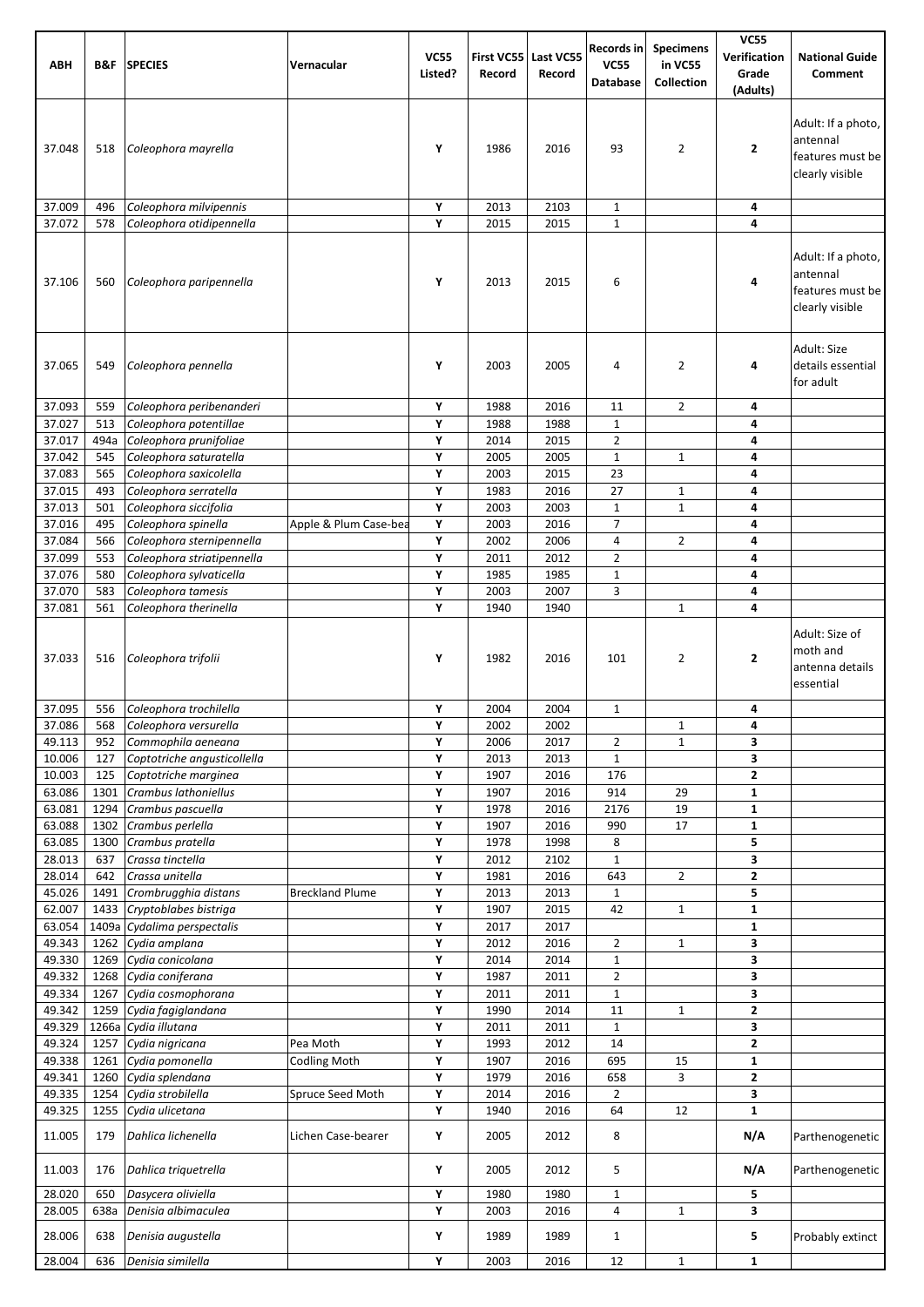| ABH | B&F | SPECIES | Vernacular | VC55 Listed? | First VC55 Record | Last VC55 Record | Records in VC55 Database | Specimens in VC55 Collection | VC55 Verification Grade (Adults) | National Guide Comment |
|---|---|---|---|---|---|---|---|---|---|---|
| 37.048 | 518 | *Coleophora mayrella* | | Y | 1986 | 2016 | 93 | 2 | 2 | Adult: If a photo, antennal features must be clearly visible |
| 37.009 | 496 | *Coleophora milvipennis* | | Y | 2013 | 2103 | 1 | | 4 | |
| 37.072 | 578 | *Coleophora otidipennella* | | Y | 2015 | 2015 | 1 | | 4 | |
| 37.106 | 560 | *Coleophora paripennella* | | Y | 2013 | 2015 | 6 | | 4 | Adult: If a photo, antennal features must be clearly visible |
| 37.065 | 549 | *Coleophora pennella* | | Y | 2003 | 2005 | 4 | 2 | 4 | Adult: Size details essential for adult |
| 37.093 | 559 | *Coleophora peribenanderi* | | Y | 1988 | 2016 | 11 | 2 | 4 | |
| 37.027 | 513 | *Coleophora potentillae* | | Y | 1988 | 1988 | 1 | | 4 | |
| 37.017 | 494a | *Coleophora prunifoliae* | | Y | 2014 | 2015 | 2 | | 4 | |
| 37.042 | 545 | *Coleophora saturatella* | | Y | 2005 | 2005 | 1 | 1 | 4 | |
| 37.083 | 565 | *Coleophora saxicolella* | | Y | 2003 | 2015 | 23 | | 4 | |
| 37.015 | 493 | *Coleophora serratella* | | Y | 1983 | 2016 | 27 | 1 | 4 | |
| 37.013 | 501 | *Coleophora siccifolia* | | Y | 2003 | 2003 | 1 | 1 | 4 | |
| 37.016 | 495 | *Coleophora spinella* | Apple & Plum Case-bea | Y | 2003 | 2016 | 7 | | 4 | |
| 37.084 | 566 | *Coleophora sternipennella* | | Y | 2002 | 2006 | 4 | 2 | 4 | |
| 37.099 | 553 | *Coleophora striatipennella* | | Y | 2011 | 2012 | 2 | | 4 | |
| 37.076 | 580 | *Coleophora sylvaticella* | | Y | 1985 | 1985 | 1 | | 4 | |
| 37.070 | 583 | *Coleophora tamesis* | | Y | 2003 | 2007 | 3 | | 4 | |
| 37.081 | 561 | *Coleophora therinella* | | Y | 1940 | 1940 | | 1 | 4 | |
| 37.033 | 516 | *Coleophora trifolii* | | Y | 1982 | 2016 | 101 | 2 | 2 | Adult: Size of moth and antenna details essential |
| 37.095 | 556 | *Coleophora trochilella* | | Y | 2004 | 2004 | 1 | | 4 | |
| 37.086 | 568 | *Coleophora versurella* | | Y | 2002 | 2002 | | 1 | 4 | |
| 49.113 | 952 | *Commophila aeneana* | | Y | 2006 | 2017 | 2 | 1 | 3 | |
| 10.006 | 127 | *Coptotriche angusticollella* | | Y | 2013 | 2013 | 1 | | 3 | |
| 10.003 | 125 | *Coptotriche marginea* | | Y | 1907 | 2016 | 176 | | 2 | |
| 63.086 | 1301 | *Crambus lathoniellus* | | Y | 1907 | 2016 | 914 | 29 | 1 | |
| 63.081 | 1294 | *Crambus pascuella* | | Y | 1978 | 2016 | 2176 | 19 | 1 | |
| 63.088 | 1302 | *Crambus perlella* | | Y | 1907 | 2016 | 990 | 17 | 1 | |
| 63.085 | 1300 | *Crambus pratella* | | Y | 1978 | 1998 | 8 | | 5 | |
| 28.013 | 637 | *Crassa tinctella* | | Y | 2012 | 2102 | 1 | | 3 | |
| 28.014 | 642 | *Crassa unitella* | | Y | 1981 | 2016 | 643 | 2 | 2 | |
| 45.026 | 1491 | *Crombrugghia distans* | Breckland Plume | Y | 2013 | 2013 | 1 | | 5 | |
| 62.007 | 1433 | *Cryptoblabes bistriga* | | Y | 1907 | 2015 | 42 | 1 | 1 | |
| 63.054 | 1409a | *Cydalima perspectalis* | | Y | 2017 | 2017 | | | 1 | |
| 49.343 | 1262 | *Cydia amplana* | | Y | 2012 | 2016 | 2 | 1 | 3 | |
| 49.330 | 1269 | *Cydia conicolana* | | Y | 2014 | 2014 | 1 | | 3 | |
| 49.332 | 1268 | *Cydia coniferana* | | Y | 1987 | 2011 | 2 | | 3 | |
| 49.334 | 1267 | *Cydia cosmophorana* | | Y | 2011 | 2011 | 1 | | 3 | |
| 49.342 | 1259 | *Cydia fagiglandana* | | Y | 1990 | 2014 | 11 | 1 | 2 | |
| 49.329 | 1266a | *Cydia illutana* | | Y | 2011 | 2011 | 1 | | 3 | |
| 49.324 | 1257 | *Cydia nigricana* | Pea Moth | Y | 1993 | 2012 | 14 | | 2 | |
| 49.338 | 1261 | *Cydia pomonella* | Codling Moth | Y | 1907 | 2016 | 695 | 15 | 1 | |
| 49.341 | 1260 | *Cydia splendana* | | Y | 1979 | 2016 | 658 | 3 | 2 | |
| 49.335 | 1254 | *Cydia strobilella* | Spruce Seed Moth | Y | 2014 | 2016 | 2 | | 3 | |
| 49.325 | 1255 | *Cydia ulicetana* | | Y | 1940 | 2016 | 64 | 12 | 1 | |
| 11.005 | 179 | *Dahlica lichenella* | Lichen Case-bearer | Y | 2005 | 2012 | 8 | | N/A | Parthenogenetic |
| 11.003 | 176 | *Dahlica triquetrella* | | Y | 2005 | 2012 | 5 | | N/A | Parthenogenetic |
| 28.020 | 650 | *Dasycera oliviella* | | Y | 1980 | 1980 | 1 | | 5 | |
| 28.005 | 638a | *Denisia albimaculea* | | Y | 2003 | 2016 | 4 | 1 | 3 | |
| 28.006 | 638 | *Denisia augustella* | | Y | 1989 | 1989 | 1 | | 5 | Probably extinct |
| 28.004 | 636 | *Denisia similella* | | Y | 2003 | 2016 | 12 | 1 | 1 | |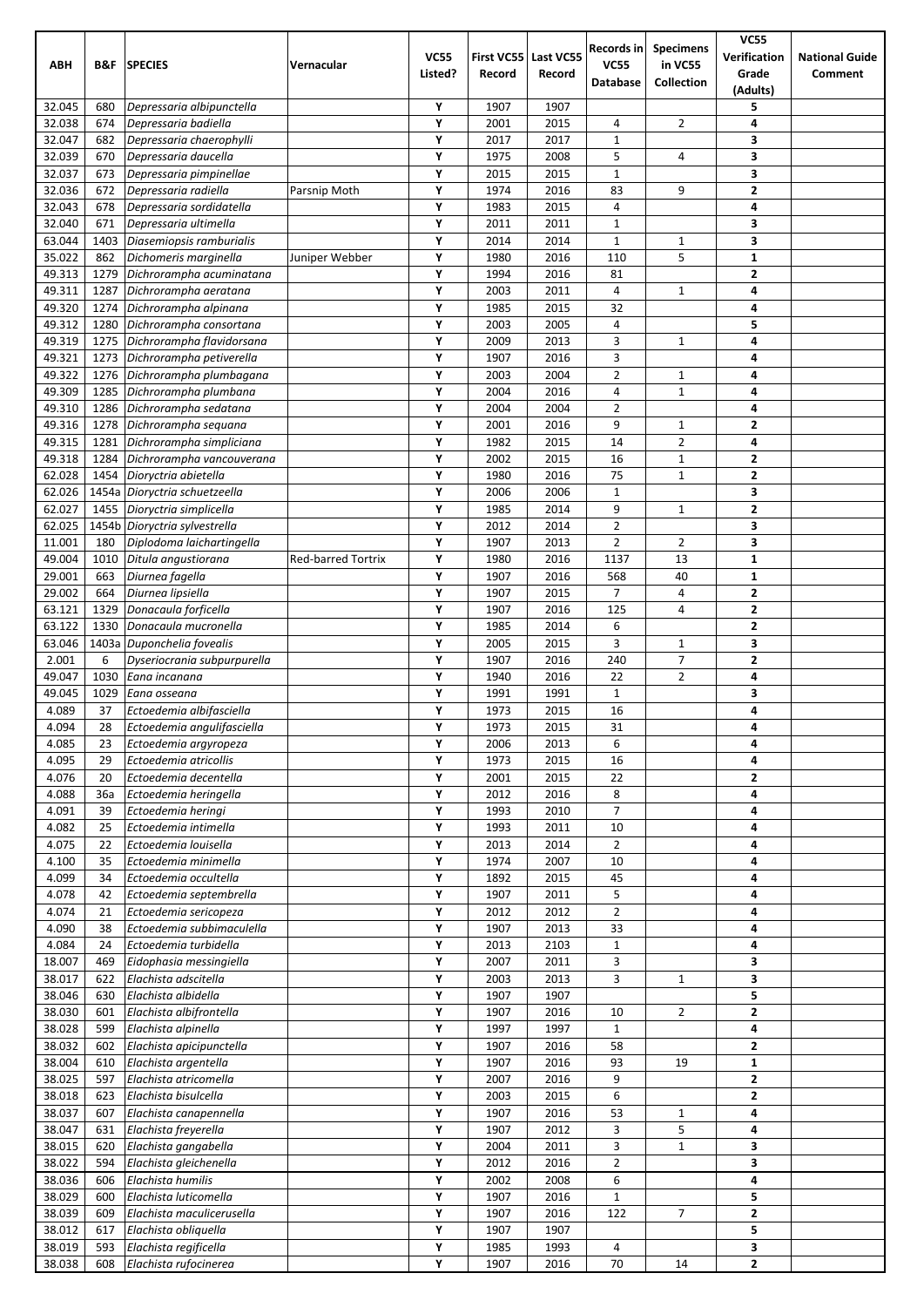| ABH | B&F | SPECIES | Vernacular | VC55 Listed? | First VC55 Record | Last VC55 Record | Records in VC55 Database | Specimens in VC55 Collection | VC55 Verification Grade (Adults) | National Guide Comment |
|---|---|---|---|---|---|---|---|---|---|---|
| 32.045 | 680 | *Depressaria albipunctella* | | Y | 1907 | 1907 | | | 5 | |
| 32.038 | 674 | *Depressaria badiella* | | Y | 2001 | 2015 | 4 | 2 | 4 | |
| 32.047 | 682 | *Depressaria chaerophylli* | | Y | 2017 | 2017 | 1 | | 3 | |
| 32.039 | 670 | *Depressaria daucella* | | Y | 1975 | 2008 | 5 | 4 | 3 | |
| 32.037 | 673 | *Depressaria pimpinellae* | | Y | 2015 | 2015 | 1 | | 3 | |
| 32.036 | 672 | *Depressaria radiella* | Parsnip Moth | Y | 1974 | 2016 | 83 | 9 | 2 | |
| 32.043 | 678 | *Depressaria sordidatella* | | Y | 1983 | 2015 | 4 | | 4 | |
| 32.040 | 671 | *Depressaria ultimella* | | Y | 2011 | 2011 | 1 | | 3 | |
| 63.044 | 1403 | *Diasemiopsis ramburialis* | | Y | 2014 | 2014 | 1 | 1 | 3 | |
| 35.022 | 862 | *Dichomeris marginella* | Juniper Webber | Y | 1980 | 2016 | 110 | 5 | 1 | |
| 49.313 | 1279 | *Dichrorampha acuminatana* | | Y | 1994 | 2016 | 81 | | 2 | |
| 49.311 | 1287 | *Dichrorampha aeratana* | | Y | 2003 | 2011 | 4 | 1 | 4 | |
| 49.320 | 1274 | *Dichrorampha alpinana* | | Y | 1985 | 2015 | 32 | | 4 | |
| 49.312 | 1280 | *Dichrorampha consortana* | | Y | 2003 | 2005 | 4 | | 5 | |
| 49.319 | 1275 | *Dichrorampha flavidorsana* | | Y | 2009 | 2013 | 3 | 1 | 4 | |
| 49.321 | 1273 | *Dichrorampha petiverella* | | Y | 1907 | 2016 | 3 | | 4 | |
| 49.322 | 1276 | *Dichrorampha plumbagana* | | Y | 2003 | 2004 | 2 | 1 | 4 | |
| 49.309 | 1285 | *Dichrorampha plumbana* | | Y | 2004 | 2016 | 4 | 1 | 4 | |
| 49.310 | 1286 | *Dichrorampha sedatana* | | Y | 2004 | 2004 | 2 | | 4 | |
| 49.316 | 1278 | *Dichrorampha sequana* | | Y | 2001 | 2016 | 9 | 1 | 2 | |
| 49.315 | 1281 | *Dichrorampha simpliciana* | | Y | 1982 | 2015 | 14 | 2 | 4 | |
| 49.318 | 1284 | *Dichrorampha vancouverana* | | Y | 2002 | 2015 | 16 | 1 | 2 | |
| 62.028 | 1454 | *Dioryctria abietella* | | Y | 1980 | 2016 | 75 | 1 | 2 | |
| 62.026 | 1454a | *Dioryctria schuetzeella* | | Y | 2006 | 2006 | 1 | | 3 | |
| 62.027 | 1455 | *Dioryctria simplicella* | | Y | 1985 | 2014 | 9 | 1 | 2 | |
| 62.025 | 1454b | *Dioryctria sylvestrella* | | Y | 2012 | 2014 | 2 | | 3 | |
| 11.001 | 180 | *Diplodoma laichartingella* | | Y | 1907 | 2013 | 2 | 2 | 3 | |
| 49.004 | 1010 | *Ditula angustiorana* | Red-barred Tortrix | Y | 1980 | 2016 | 1137 | 13 | 1 | |
| 29.001 | 663 | *Diurnea fagella* | | Y | 1907 | 2016 | 568 | 40 | 1 | |
| 29.002 | 664 | *Diurnea lipsiella* | | Y | 1907 | 2015 | 7 | 4 | 2 | |
| 63.121 | 1329 | *Donacaula forficella* | | Y | 1907 | 2016 | 125 | 4 | 2 | |
| 63.122 | 1330 | *Donacaula mucronella* | | Y | 1985 | 2014 | 6 | | 2 | |
| 63.046 | 1403a | *Duponchelia fovealis* | | Y | 2005 | 2015 | 3 | 1 | 3 | |
| 2.001 | 6 | *Dyseriocrania subpurpurella* | | Y | 1907 | 2016 | 240 | 7 | 2 | |
| 49.047 | 1030 | *Eana incanana* | | Y | 1940 | 2016 | 22 | 2 | 4 | |
| 49.045 | 1029 | *Eana osseana* | | Y | 1991 | 1991 | 1 | | 3 | |
| 4.089 | 37 | *Ectoedemia albifasciella* | | Y | 1973 | 2015 | 16 | | 4 | |
| 4.094 | 28 | *Ectoedemia angulifasciella* | | Y | 1973 | 2015 | 31 | | 4 | |
| 4.085 | 23 | *Ectoedemia argyropeza* | | Y | 2006 | 2013 | 6 | | 4 | |
| 4.095 | 29 | *Ectoedemia atricollis* | | Y | 1973 | 2015 | 16 | | 4 | |
| 4.076 | 20 | *Ectoedemia decentella* | | Y | 2001 | 2015 | 22 | | 2 | |
| 4.088 | 36a | *Ectoedemia heringella* | | Y | 2012 | 2016 | 8 | | 4 | |
| 4.091 | 39 | *Ectoedemia heringi* | | Y | 1993 | 2010 | 7 | | 4 | |
| 4.082 | 25 | *Ectoedemia intimella* | | Y | 1993 | 2011 | 10 | | 4 | |
| 4.075 | 22 | *Ectoedemia louisella* | | Y | 2013 | 2014 | 2 | | 4 | |
| 4.100 | 35 | *Ectoedemia minimella* | | Y | 1974 | 2007 | 10 | | 4 | |
| 4.099 | 34 | *Ectoedemia occultella* | | Y | 1892 | 2015 | 45 | | 4 | |
| 4.078 | 42 | *Ectoedemia septembrella* | | Y | 1907 | 2011 | 5 | | 4 | |
| 4.074 | 21 | *Ectoedemia sericopeza* | | Y | 2012 | 2012 | 2 | | 4 | |
| 4.090 | 38 | *Ectoedemia subbimaculella* | | Y | 1907 | 2013 | 33 | | 4 | |
| 4.084 | 24 | *Ectoedemia turbidella* | | Y | 2013 | 2103 | 1 | | 4 | |
| 18.007 | 469 | *Eidophasia messingiella* | | Y | 2007 | 2011 | 3 | | 3 | |
| 38.017 | 622 | *Elachista adscitella* | | Y | 2003 | 2013 | 3 | 1 | 3 | |
| 38.046 | 630 | *Elachista albidella* | | Y | 1907 | 1907 | | | 5 | |
| 38.030 | 601 | *Elachista albifrontella* | | Y | 1907 | 2016 | 10 | 2 | 2 | |
| 38.028 | 599 | *Elachista alpinella* | | Y | 1997 | 1997 | 1 | | 4 | |
| 38.032 | 602 | *Elachista apicipunctella* | | Y | 1907 | 2016 | 58 | | 2 | |
| 38.004 | 610 | *Elachista argentella* | | Y | 1907 | 2016 | 93 | 19 | 1 | |
| 38.025 | 597 | *Elachista atricomella* | | Y | 2007 | 2016 | 9 | | 2 | |
| 38.018 | 623 | *Elachista bisulcella* | | Y | 2003 | 2015 | 6 | | 2 | |
| 38.037 | 607 | *Elachista canapennella* | | Y | 1907 | 2016 | 53 | 1 | 4 | |
| 38.047 | 631 | *Elachista freyerella* | | Y | 1907 | 2012 | 3 | 5 | 4 | |
| 38.015 | 620 | *Elachista gangabella* | | Y | 2004 | 2011 | 3 | 1 | 3 | |
| 38.022 | 594 | *Elachista gleichenella* | | Y | 2012 | 2016 | 2 | | 3 | |
| 38.036 | 606 | *Elachista humilis* | | Y | 2002 | 2008 | 6 | | 4 | |
| 38.029 | 600 | *Elachista luticomella* | | Y | 1907 | 2016 | 1 | | 5 | |
| 38.039 | 609 | *Elachista maculicerusella* | | Y | 1907 | 2016 | 122 | 7 | 2 | |
| 38.012 | 617 | *Elachista obliquella* | | Y | 1907 | 1907 | | | 5 | |
| 38.019 | 593 | *Elachista regificella* | | Y | 1985 | 1993 | 4 | | 3 | |
| 38.038 | 608 | *Elachista rufocinerea* | | Y | 1907 | 2016 | 70 | 14 | 2 | |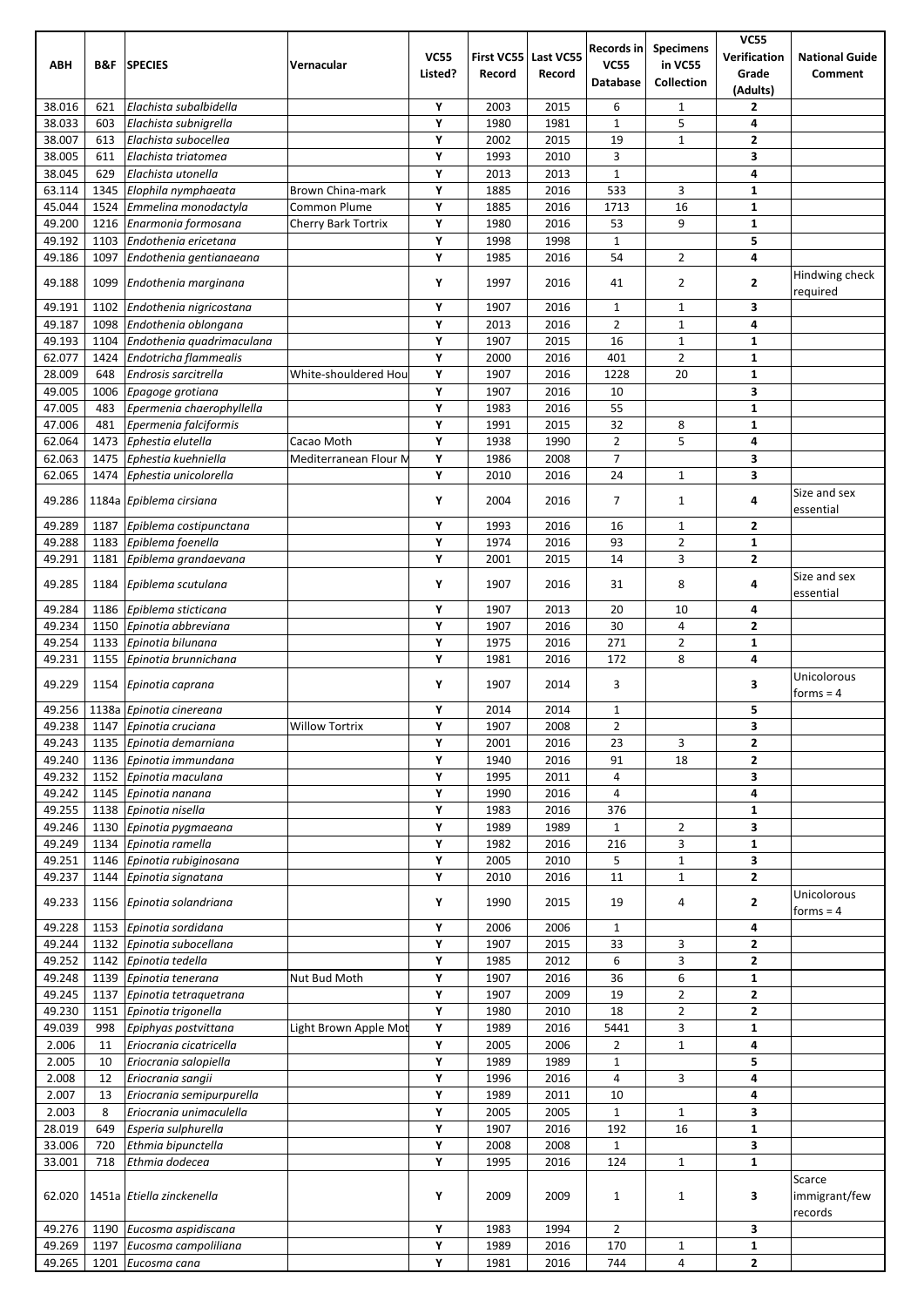| ABH | B&F | SPECIES | Vernacular | VC55 Listed? | First VC55 Record | Last VC55 Record | Records in VC55 Database | Specimens in VC55 Collection | VC55 Verification Grade (Adults) | National Guide Comment |
|---|---|---|---|---|---|---|---|---|---|---|
| 38.016 | 621 | *Elachista subalbidella* | | Y | 2003 | 2015 | 6 | 1 | 2 | |
| 38.033 | 603 | *Elachista subnigrella* | | Y | 1980 | 1981 | 1 | 5 | 4 | |
| 38.007 | 613 | *Elachista subocellea* | | Y | 2002 | 2015 | 19 | 1 | 2 | |
| 38.005 | 611 | *Elachista triatomea* | | Y | 1993 | 2010 | 3 | | 3 | |
| 38.045 | 629 | *Elachista utonella* | | Y | 2013 | 2013 | 1 | | 4 | |
| 63.114 | 1345 | *Elophila nymphaeata* | Brown China-mark | Y | 1885 | 2016 | 533 | 3 | 1 | |
| 45.044 | 1524 | *Emmelina monodactyla* | Common Plume | Y | 1885 | 2016 | 1713 | 16 | 1 | |
| 49.200 | 1216 | *Enarmonia formosana* | Cherry Bark Tortrix | Y | 1980 | 2016 | 53 | 9 | 1 | |
| 49.192 | 1103 | *Endothenia ericetana* | | Y | 1998 | 1998 | 1 | | 5 | |
| 49.186 | 1097 | *Endothenia gentianaeana* | | Y | 1985 | 2016 | 54 | 2 | 4 | |
| 49.188 | 1099 | *Endothenia marginana* | | Y | 1997 | 2016 | 41 | 2 | 2 | Hindwing check required |
| 49.191 | 1102 | *Endothenia nigricostana* | | Y | 1907 | 2016 | 1 | 1 | 3 | |
| 49.187 | 1098 | *Endothenia oblongana* | | Y | 2013 | 2016 | 2 | 1 | 4 | |
| 49.193 | 1104 | *Endothenia quadrimaculana* | | Y | 1907 | 2015 | 16 | 1 | 1 | |
| 62.077 | 1424 | *Endotricha flammealis* | | Y | 2000 | 2016 | 401 | 2 | 1 | |
| 28.009 | 648 | *Endrosis sarcitrella* | White-shouldered Hou | Y | 1907 | 2016 | 1228 | 20 | 1 | |
| 49.005 | 1006 | *Epagoge grotiana* | | Y | 1907 | 2016 | 10 | | 3 | |
| 47.005 | 483 | *Epermenia chaerophyllella* | | Y | 1983 | 2016 | 55 | | 1 | |
| 47.006 | 481 | *Epermenia falciformis* | | Y | 1991 | 2015 | 32 | 8 | 1 | |
| 62.064 | 1473 | *Ephestia elutella* | Cacao Moth | Y | 1938 | 1990 | 2 | 5 | 4 | |
| 62.063 | 1475 | *Ephestia kuehniella* | Mediterranean Flour M | Y | 1986 | 2008 | 7 | | 3 | |
| 62.065 | 1474 | *Ephestia unicolorella* | | Y | 2010 | 2016 | 24 | 1 | 3 | |
| 49.286 | 1184a | *Epiblema cirsiana* | | Y | 2004 | 2016 | 7 | 1 | 4 | Size and sex essential |
| 49.289 | 1187 | *Epiblema costipunctana* | | Y | 1993 | 2016 | 16 | 1 | 2 | |
| 49.288 | 1183 | *Epiblema foenella* | | Y | 1974 | 2016 | 93 | 2 | 1 | |
| 49.291 | 1181 | *Epiblema grandaevana* | | Y | 2001 | 2015 | 14 | 3 | 2 | |
| 49.285 | 1184 | *Epiblema scutulana* | | Y | 1907 | 2016 | 31 | 8 | 4 | Size and sex essential |
| 49.284 | 1186 | *Epiblema sticticana* | | Y | 1907 | 2013 | 20 | 10 | 4 | |
| 49.234 | 1150 | *Epinotia abbreviana* | | Y | 1907 | 2016 | 30 | 4 | 2 | |
| 49.254 | 1133 | *Epinotia bilunana* | | Y | 1975 | 2016 | 271 | 2 | 1 | |
| 49.231 | 1155 | *Epinotia brunnichana* | | Y | 1981 | 2016 | 172 | 8 | 4 | |
| 49.229 | 1154 | *Epinotia caprana* | | Y | 1907 | 2014 | 3 | | 3 | Unicolorous forms = 4 |
| 49.256 | 1138a | *Epinotia cinereana* | | Y | 2014 | 2014 | 1 | | 5 | |
| 49.238 | 1147 | *Epinotia cruciana* | Willow Tortrix | Y | 1907 | 2008 | 2 | | 3 | |
| 49.243 | 1135 | *Epinotia demarniana* | | Y | 2001 | 2016 | 23 | 3 | 2 | |
| 49.240 | 1136 | *Epinotia immundana* | | Y | 1940 | 2016 | 91 | 18 | 2 | |
| 49.232 | 1152 | *Epinotia maculana* | | Y | 1995 | 2011 | 4 | | 3 | |
| 49.242 | 1145 | *Epinotia nanana* | | Y | 1990 | 2016 | 4 | | 4 | |
| 49.255 | 1138 | *Epinotia nisella* | | Y | 1983 | 2016 | 376 | | 1 | |
| 49.246 | 1130 | *Epinotia pygmaeana* | | Y | 1989 | 1989 | 1 | 2 | 3 | |
| 49.249 | 1134 | *Epinotia ramella* | | Y | 1982 | 2016 | 216 | 3 | 1 | |
| 49.251 | 1146 | *Epinotia rubiginosana* | | Y | 2005 | 2010 | 5 | 1 | 3 | |
| 49.237 | 1144 | *Epinotia signatana* | | Y | 2010 | 2016 | 11 | 1 | 2 | |
| 49.233 | 1156 | *Epinotia solandriana* | | Y | 1990 | 2015 | 19 | 4 | 2 | Unicolorous forms = 4 |
| 49.228 | 1153 | *Epinotia sordidana* | | Y | 2006 | 2006 | 1 | | 4 | |
| 49.244 | 1132 | *Epinotia subocellana* | | Y | 1907 | 2015 | 33 | 3 | 2 | |
| 49.252 | 1142 | *Epinotia tedella* | | Y | 1985 | 2012 | 6 | 3 | 2 | |
| 49.248 | 1139 | *Epinotia tenerana* | Nut Bud Moth | Y | 1907 | 2016 | 36 | 6 | 1 | |
| 49.245 | 1137 | *Epinotia tetraquetrana* | | Y | 1907 | 2009 | 19 | 2 | 2 | |
| 49.230 | 1151 | *Epinotia trigonella* | | Y | 1980 | 2010 | 18 | 2 | 2 | |
| 49.039 | 998 | *Epiphyas postvittana* | Light Brown Apple Mot | Y | 1989 | 2016 | 5441 | 3 | 1 | |
| 2.006 | 11 | *Eriocrania cicatricella* | | Y | 2005 | 2006 | 2 | 1 | 4 | |
| 2.005 | 10 | *Eriocrania salopiella* | | Y | 1989 | 1989 | 1 | | 5 | |
| 2.008 | 12 | *Eriocrania sangii* | | Y | 1996 | 2016 | 4 | 3 | 4 | |
| 2.007 | 13 | *Eriocrania semipurpurella* | | Y | 1989 | 2011 | 10 | | 4 | |
| 2.003 | 8 | *Eriocrania unimaculella* | | Y | 2005 | 2005 | 1 | 1 | 3 | |
| 28.019 | 649 | *Esperia sulphurella* | | Y | 1907 | 2016 | 192 | 16 | 1 | |
| 33.006 | 720 | *Ethmia bipunctella* | | Y | 2008 | 2008 | 1 | | 3 | |
| 33.001 | 718 | *Ethmia dodecea* | | Y | 1995 | 2016 | 124 | 1 | 1 | |
| 62.020 | 1451a | *Etiella zinckenella* | | Y | 2009 | 2009 | 1 | 1 | 3 | Scarce immigrant/few records |
| 49.276 | 1190 | *Eucosma aspidiscana* | | Y | 1983 | 1994 | 2 | | 3 | |
| 49.269 | 1197 | *Eucosma campoliliana* | | Y | 1989 | 2016 | 170 | 1 | 1 | |
| 49.265 | 1201 | *Eucosma cana* | | Y | 1981 | 2016 | 744 | 4 | 2 | |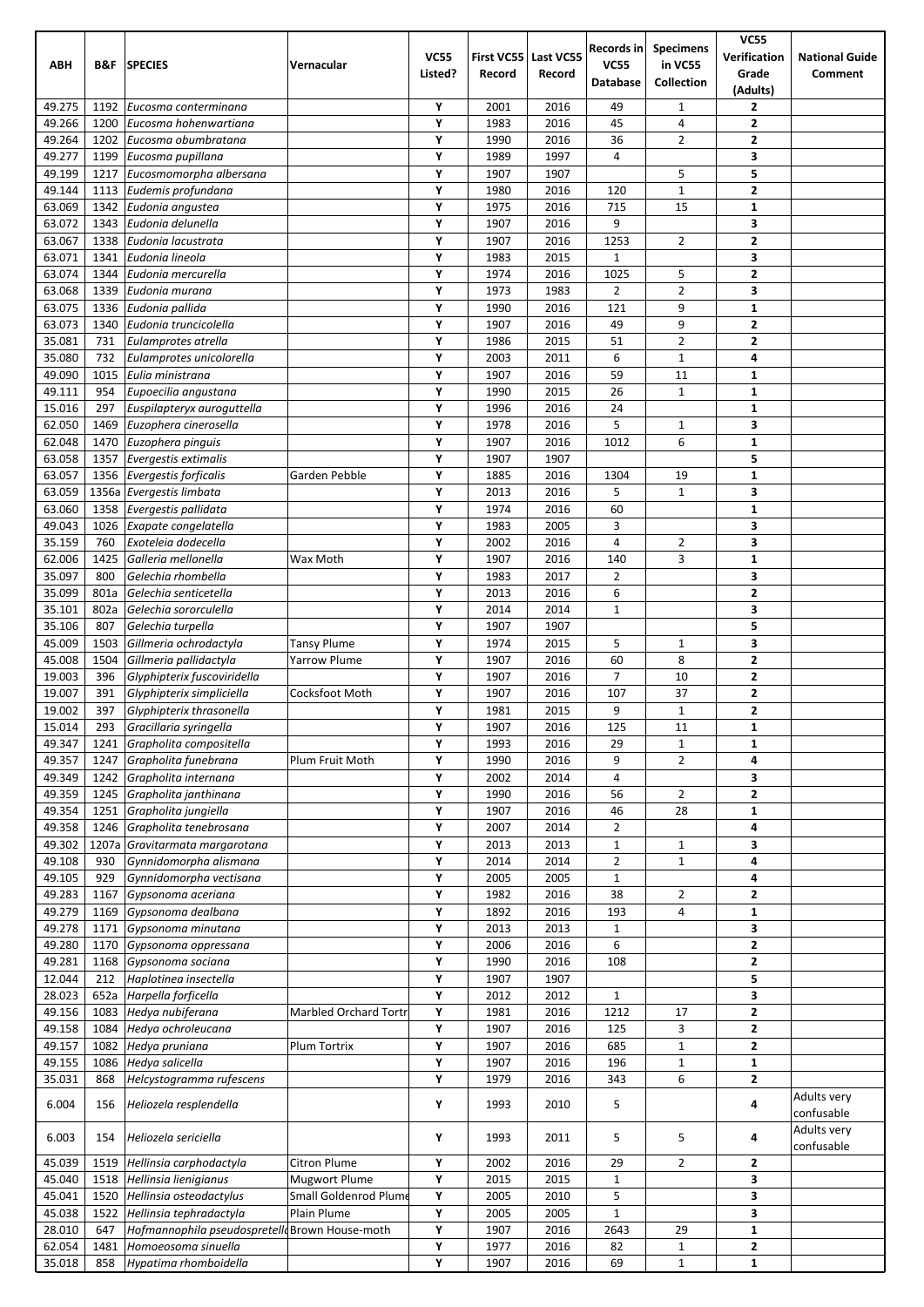| ABH | B&F | SPECIES | Vernacular | VC55 Listed? | First VC55 Record | Last VC55 Record | Records in VC55 Database | Specimens in VC55 Collection | VC55 Verification Grade (Adults) | National Guide Comment |
|---|---|---|---|---|---|---|---|---|---|---|
| 49.275 | 1192 | *Eucosma conterminana* | | Y | 2001 | 2016 | 49 | 1 | 2 | |
| 49.266 | 1200 | *Eucosma hohenwartiana* | | Y | 1983 | 2016 | 45 | 4 | 2 | |
| 49.264 | 1202 | *Eucosma obumbratana* | | Y | 1990 | 2016 | 36 | 2 | 2 | |
| 49.277 | 1199 | *Eucosma pupillana* | | Y | 1989 | 1997 | 4 | | 3 | |
| 49.199 | 1217 | *Eucosmomorpha albersana* | | Y | 1907 | 1907 | | 5 | 5 | |
| 49.144 | 1113 | *Eudemis profundana* | | Y | 1980 | 2016 | 120 | 1 | 2 | |
| 63.069 | 1342 | *Eudonia angustea* | | Y | 1975 | 2016 | 715 | 15 | 1 | |
| 63.072 | 1343 | *Eudonia delunella* | | Y | 1907 | 2016 | 9 | | 3 | |
| 63.067 | 1338 | *Eudonia lacustrata* | | Y | 1907 | 2016 | 1253 | 2 | 2 | |
| 63.071 | 1341 | *Eudonia lineola* | | Y | 1983 | 2015 | 1 | | 3 | |
| 63.074 | 1344 | *Eudonia mercurella* | | Y | 1974 | 2016 | 1025 | 5 | 2 | |
| 63.068 | 1339 | *Eudonia murana* | | Y | 1973 | 1983 | 2 | 2 | 3 | |
| 63.075 | 1336 | *Eudonia pallida* | | Y | 1990 | 2016 | 121 | 9 | 1 | |
| 63.073 | 1340 | *Eudonia truncicolella* | | Y | 1907 | 2016 | 49 | 9 | 2 | |
| 35.081 | 731 | *Eulamprotes atrella* | | Y | 1986 | 2015 | 51 | 2 | 2 | |
| 35.080 | 732 | *Eulamprotes unicolorella* | | Y | 2003 | 2011 | 6 | 1 | 4 | |
| 49.090 | 1015 | *Eulia ministrana* | | Y | 1907 | 2016 | 59 | 11 | 1 | |
| 49.111 | 954 | *Eupoecilia angustana* | | Y | 1990 | 2015 | 26 | 1 | 1 | |
| 15.016 | 297 | *Euspilapteryx auroguttella* | | Y | 1996 | 2016 | 24 | | 1 | |
| 62.050 | 1469 | *Euzophera cinerosella* | | Y | 1978 | 2016 | 5 | 1 | 3 | |
| 62.048 | 1470 | *Euzophera pinguis* | | Y | 1907 | 2016 | 1012 | 6 | 1 | |
| 63.058 | 1357 | *Evergestis extimalis* | | Y | 1907 | 1907 | | | 5 | |
| 63.057 | 1356 | *Evergestis forficalis* | Garden Pebble | Y | 1885 | 2016 | 1304 | 19 | 1 | |
| 63.059 | 1356a | *Evergestis limbata* | | Y | 2013 | 2016 | 5 | 1 | 3 | |
| 63.060 | 1358 | *Evergestis pallidata* | | Y | 1974 | 2016 | 60 | | 1 | |
| 49.043 | 1026 | *Exapate congelatella* | | Y | 1983 | 2005 | 3 | | 3 | |
| 35.159 | 760 | *Exoteleia dodecella* | | Y | 2002 | 2016 | 4 | 2 | 3 | |
| 62.006 | 1425 | *Galleria mellonella* | Wax Moth | Y | 1907 | 2016 | 140 | 3 | 1 | |
| 35.097 | 800 | *Gelechia rhombella* | | Y | 1983 | 2017 | 2 | | 3 | |
| 35.099 | 801a | *Gelechia senticetella* | | Y | 2013 | 2016 | 6 | | 2 | |
| 35.101 | 802a | *Gelechia sororculella* | | Y | 2014 | 2014 | 1 | | 3 | |
| 35.106 | 807 | *Gelechia turpella* | | Y | 1907 | 1907 | | | 5 | |
| 45.009 | 1503 | *Gillmeria ochrodactyla* | Tansy Plume | Y | 1974 | 2015 | 5 | 1 | 3 | |
| 45.008 | 1504 | *Gillmeria pallidactyla* | Yarrow Plume | Y | 1907 | 2016 | 60 | 8 | 2 | |
| 19.003 | 396 | *Glyphipterix fuscoviridella* | | Y | 1907 | 2016 | 7 | 10 | 2 | |
| 19.007 | 391 | *Glyphipterix simpliciella* | Cocksfoot Moth | Y | 1907 | 2016 | 107 | 37 | 2 | |
| 19.002 | 397 | *Glyphipterix thrasonella* | | Y | 1981 | 2015 | 9 | 1 | 2 | |
| 15.014 | 293 | *Gracillaria syringella* | | Y | 1907 | 2016 | 125 | 11 | 1 | |
| 49.347 | 1241 | *Grapholita compositella* | | Y | 1993 | 2016 | 29 | 1 | 1 | |
| 49.357 | 1247 | *Grapholita funebrana* | Plum Fruit Moth | Y | 1990 | 2016 | 9 | 2 | 4 | |
| 49.349 | 1242 | *Grapholita internana* | | Y | 2002 | 2014 | 4 | | 3 | |
| 49.359 | 1245 | *Grapholita janthinana* | | Y | 1990 | 2016 | 56 | 2 | 2 | |
| 49.354 | 1251 | *Grapholita jungiella* | | Y | 1907 | 2016 | 46 | 28 | 1 | |
| 49.358 | 1246 | *Grapholita tenebrosana* | | Y | 2007 | 2014 | 2 | | 4 | |
| 49.302 | 1207a | *Gravitarmata margarotana* | | Y | 2013 | 2013 | 1 | 1 | 3 | |
| 49.108 | 930 | *Gynnidomorpha alismana* | | Y | 2014 | 2014 | 2 | 1 | 4 | |
| 49.105 | 929 | *Gynnidomorpha vectisana* | | Y | 2005 | 2005 | 1 | | 4 | |
| 49.283 | 1167 | *Gypsonoma aceriana* | | Y | 1982 | 2016 | 38 | 2 | 2 | |
| 49.279 | 1169 | *Gypsonoma dealbana* | | Y | 1892 | 2016 | 193 | 4 | 1 | |
| 49.278 | 1171 | *Gypsonoma minutana* | | Y | 2013 | 2013 | 1 | | 3 | |
| 49.280 | 1170 | *Gypsonoma oppressana* | | Y | 2006 | 2016 | 6 | | 2 | |
| 49.281 | 1168 | *Gypsonoma sociana* | | Y | 1990 | 2016 | 108 | | 2 | |
| 12.044 | 212 | *Haplotinea insectella* | | Y | 1907 | 1907 | | | 5 | |
| 28.023 | 652a | *Harpella forficella* | | Y | 2012 | 2012 | 1 | | 3 | |
| 49.156 | 1083 | *Hedya nubiferana* | Marbled Orchard Tortr | Y | 1981 | 2016 | 1212 | 17 | 2 | |
| 49.158 | 1084 | *Hedya ochroleucana* | | Y | 1907 | 2016 | 125 | 3 | 2 | |
| 49.157 | 1082 | *Hedya pruniana* | Plum Tortrix | Y | 1907 | 2016 | 685 | 1 | 2 | |
| 49.155 | 1086 | *Hedya salicella* | | Y | 1907 | 2016 | 196 | 1 | 1 | |
| 35.031 | 868 | *Helcystogramma rufescens* | | Y | 1979 | 2016 | 343 | 6 | 2 | |
| 6.004 | 156 | *Heliozela resplendella* | | Y | 1993 | 2010 | 5 | | 4 | Adults very confusable |
| 6.003 | 154 | *Heliozela sericiella* | | Y | 1993 | 2011 | 5 | 5 | 4 | Adults very confusable |
| 45.039 | 1519 | *Hellinsia carphodactyla* | Citron Plume | Y | 2002 | 2016 | 29 | 2 | 2 | |
| 45.040 | 1518 | *Hellinsia lienigianus* | Mugwort Plume | Y | 2015 | 2015 | 1 | | 3 | |
| 45.041 | 1520 | *Hellinsia osteodactylus* | Small Goldenrod Plume | Y | 2005 | 2010 | 5 | | 3 | |
| 45.038 | 1522 | *Hellinsia tephradactyla* | Plain Plume | Y | 2005 | 2005 | 1 | | 3 | |
| 28.010 | 647 | *Hofmannophila pseudospretella* | Brown House-moth | Y | 1907 | 2016 | 2643 | 29 | 1 | |
| 62.054 | 1481 | *Homoeosoma sinuella* | | Y | 1977 | 2016 | 82 | 1 | 2 | |
| 35.018 | 858 | *Hypatima rhomboidella* | | Y | 1907 | 2016 | 69 | 1 | 1 | |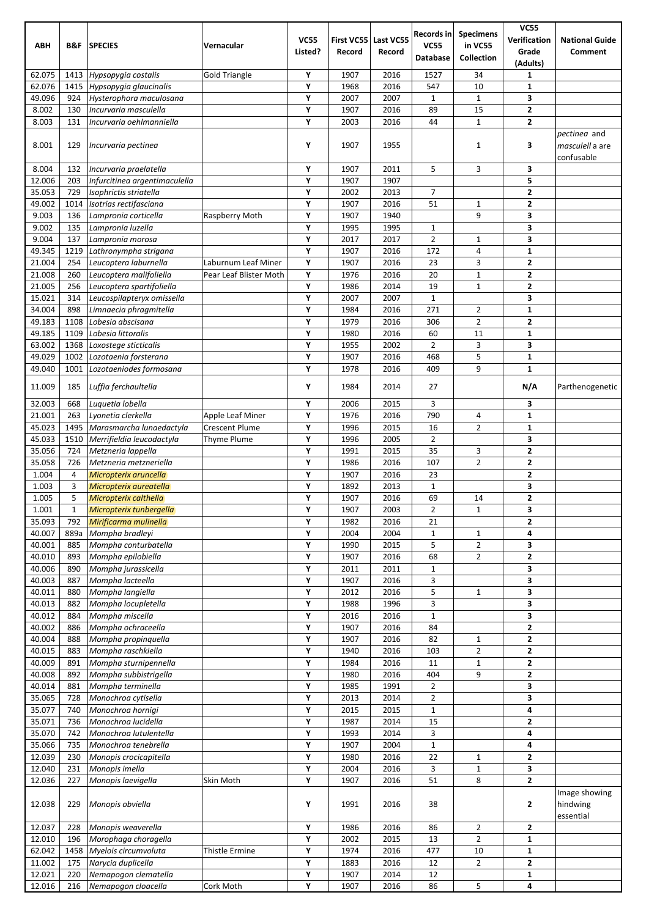| ABH | B&F | SPECIES | Vernacular | VC55 Listed? | First VC55 Record | Last VC55 Record | Records in VC55 Database | Specimens in VC55 Collection | VC55 Verification Grade (Adults) | National Guide Comment |
|---|---|---|---|---|---|---|---|---|---|---|
| 62.075 | 1413 | *Hypsopygia costalis* | Gold Triangle | Y | 1907 | 2016 | 1527 | 34 | **1** | |
| 62.076 | 1415 | *Hypsopygia glaucinalis* | | Y | 1968 | 2016 | 547 | 10 | **1** | |
| 49.096 | 924 | *Hysterophora maculosana* | | Y | 2007 | 2007 | 1 | 1 | **3** | |
| 8.002 | 130 | *Incurvaria masculella* | | Y | 1907 | 2016 | 89 | 15 | **2** | |
| 8.003 | 131 | *Incurvaria oehlmanniella* | | Y | 2003 | 2016 | 44 | 1 | **2** | |
| 8.001 | 129 | *Incurvaria pectinea* | | Y | 1907 | 1955 | | 1 | **3** | *pectinea* and *masculell* a are confusable |
| 8.004 | 132 | *Incurvaria praelatella* | | Y | 1907 | 2011 | 5 | 3 | **3** | |
| 12.006 | 203 | *Infurcitinea argentimaculella* | | Y | 1907 | 1907 | | | **5** | |
| 35.053 | 729 | *Isophrictis striatella* | | Y | 2002 | 2013 | 7 | | **2** | |
| 49.002 | 1014 | *Isotrias rectifasciana* | | Y | 1907 | 2016 | 51 | 1 | **2** | |
| 9.003 | 136 | *Lampronia corticella* | Raspberry Moth | Y | 1907 | 1940 | | 9 | **3** | |
| 9.002 | 135 | *Lampronia luzella* | | Y | 1995 | 1995 | 1 | | **3** | |
| 9.004 | 137 | *Lampronia morosa* | | Y | 2017 | 2017 | 2 | 1 | **3** | |
| 49.345 | 1219 | *Lathronympha strigana* | | Y | 1907 | 2016 | 172 | 4 | **1** | |
| 21.004 | 254 | *Leucoptera laburnella* | Laburnum Leaf Miner | Y | 1907 | 2016 | 23 | 3 | **2** | |
| 21.008 | 260 | *Leucoptera malifoliella* | Pear Leaf Blister Moth | Y | 1976 | 2016 | 20 | 1 | **2** | |
| 21.005 | 256 | *Leucoptera spartifoliella* | | Y | 1986 | 2014 | 19 | 1 | **2** | |
| 15.021 | 314 | *Leucospilapteryx omissella* | | Y | 2007 | 2007 | 1 | | **3** | |
| 34.004 | 898 | *Limnaecia phragmitella* | | Y | 1984 | 2016 | 271 | 2 | **1** | |
| 49.183 | 1108 | *Lobesia abscisana* | | Y | 1979 | 2016 | 306 | 2 | **2** | |
| 49.185 | 1109 | *Lobesia littoralis* | | Y | 1980 | 2016 | 60 | 11 | **1** | |
| 63.002 | 1368 | *Loxostege sticticalis* | | Y | 1955 | 2002 | 2 | 3 | **3** | |
| 49.029 | 1002 | *Lozotaenia forsterana* | | Y | 1907 | 2016 | 468 | 5 | **1** | |
| 49.040 | 1001 | *Lozotaeniodes formosana* | | Y | 1978 | 2016 | 409 | 9 | **1** | |
| 11.009 | 185 | *Luffia ferchaultella* | | Y | 1984 | 2014 | 27 | | **N/A** | Parthenogenetic |
| 32.003 | 668 | *Luquetia lobella* | | Y | 2006 | 2015 | 3 | | **3** | |
| 21.001 | 263 | *Lyonetia clerkella* | Apple Leaf Miner | Y | 1976 | 2016 | 790 | 4 | **1** | |
| 45.023 | 1495 | *Marasmarcha lunaedactyla* | Crescent Plume | Y | 1996 | 2015 | 16 | 2 | **1** | |
| 45.033 | 1510 | *Merrifieldia leucodactyla* | Thyme Plume | Y | 1996 | 2005 | 2 | | **3** | |
| 35.056 | 724 | *Metzneria lappella* | | Y | 1991 | 2015 | 35 | 3 | **2** | |
| 35.058 | 726 | *Metzneria metzneriella* | | Y | 1986 | 2016 | 107 | 2 | **2** | |
| 1.004 | 4 | *Micropterix aruncella* | | Y | 1907 | 2016 | 23 | | **2** | |
| 1.003 | 3 | *Micropterix aureatella* | | Y | 1892 | 2013 | 1 | | **3** | |
| 1.005 | 5 | *Micropterix calthella* | | Y | 1907 | 2016 | 69 | 14 | **2** | |
| 1.001 | 1 | *Micropterix tunbergella* | | Y | 1907 | 2003 | 2 | 1 | **3** | |
| 35.093 | 792 | *Mirificarma mulinella* | | Y | 1982 | 2016 | 21 | | **2** | |
| 40.007 | 889a | *Mompha bradleyi* | | Y | 2004 | 2004 | 1 | 1 | **4** | |
| 40.001 | 885 | *Mompha conturbatella* | | Y | 1990 | 2015 | 5 | 2 | **3** | |
| 40.010 | 893 | *Mompha epilobiella* | | Y | 1907 | 2016 | 68 | 2 | **2** | |
| 40.006 | 890 | *Mompha jurassicella* | | Y | 2011 | 2011 | 1 | | **3** | |
| 40.003 | 887 | *Mompha lacteella* | | Y | 1907 | 2016 | 3 | | **3** | |
| 40.011 | 880 | *Mompha langiella* | | Y | 2012 | 2016 | 5 | 1 | **3** | |
| 40.013 | 882 | *Mompha locupletella* | | Y | 1988 | 1996 | 3 | | **3** | |
| 40.012 | 884 | *Mompha miscella* | | Y | 2016 | 2016 | 1 | | **3** | |
| 40.002 | 886 | *Mompha ochraceella* | | Y | 1907 | 2016 | 84 | | **2** | |
| 40.004 | 888 | *Mompha propinquella* | | Y | 1907 | 2016 | 82 | 1 | **2** | |
| 40.015 | 883 | *Mompha raschkiella* | | Y | 1940 | 2016 | 103 | 2 | **2** | |
| 40.009 | 891 | *Mompha sturnipennella* | | Y | 1984 | 2016 | 11 | 1 | **2** | |
| 40.008 | 892 | *Mompha subbistrigella* | | Y | 1980 | 2016 | 404 | 9 | **2** | |
| 40.014 | 881 | *Mompha terminella* | | Y | 1985 | 1991 | 2 | | **3** | |
| 35.065 | 728 | *Monochroa cytisella* | | Y | 2013 | 2014 | 2 | | **3** | |
| 35.077 | 740 | *Monochroa hornigi* | | Y | 2015 | 2015 | 1 | | **4** | |
| 35.071 | 736 | *Monochroa lucidella* | | Y | 1987 | 2014 | 15 | | **2** | |
| 35.070 | 742 | *Monochroa lutulentella* | | Y | 1993 | 2014 | 3 | | **4** | |
| 35.066 | 735 | *Monochroa tenebrella* | | Y | 1907 | 2004 | 1 | | **4** | |
| 12.039 | 230 | *Monopis crocicapitella* | | Y | 1980 | 2016 | 22 | 1 | **2** | |
| 12.040 | 231 | *Monopis imella* | | Y | 2004 | 2016 | 3 | 1 | **3** | |
| 12.036 | 227 | *Monopis laevigella* | Skin Moth | Y | 1907 | 2016 | 51 | 8 | **2** | |
| 12.038 | 229 | *Monopis obviella* | | Y | 1991 | 2016 | 38 | | **2** | Image showing hindwing essential |
| 12.037 | 228 | *Monopis weaverella* | | Y | 1986 | 2016 | 86 | 2 | **2** | |
| 12.010 | 196 | *Morophaga choragella* | | Y | 2002 | 2015 | 13 | 2 | **1** | |
| 62.042 | 1458 | *Myelois circumvoluta* | Thistle Ermine | Y | 1974 | 2016 | 477 | 10 | **1** | |
| 11.002 | 175 | *Narycia duplicella* | | Y | 1883 | 2016 | 12 | 2 | **2** | |
| 12.021 | 220 | *Nemapogon clematella* | | Y | 1907 | 2014 | 12 | | **1** | |
| 12.016 | 216 | *Nemapogon cloacella* | Cork Moth | Y | 1907 | 2016 | 86 | 5 | **4** | |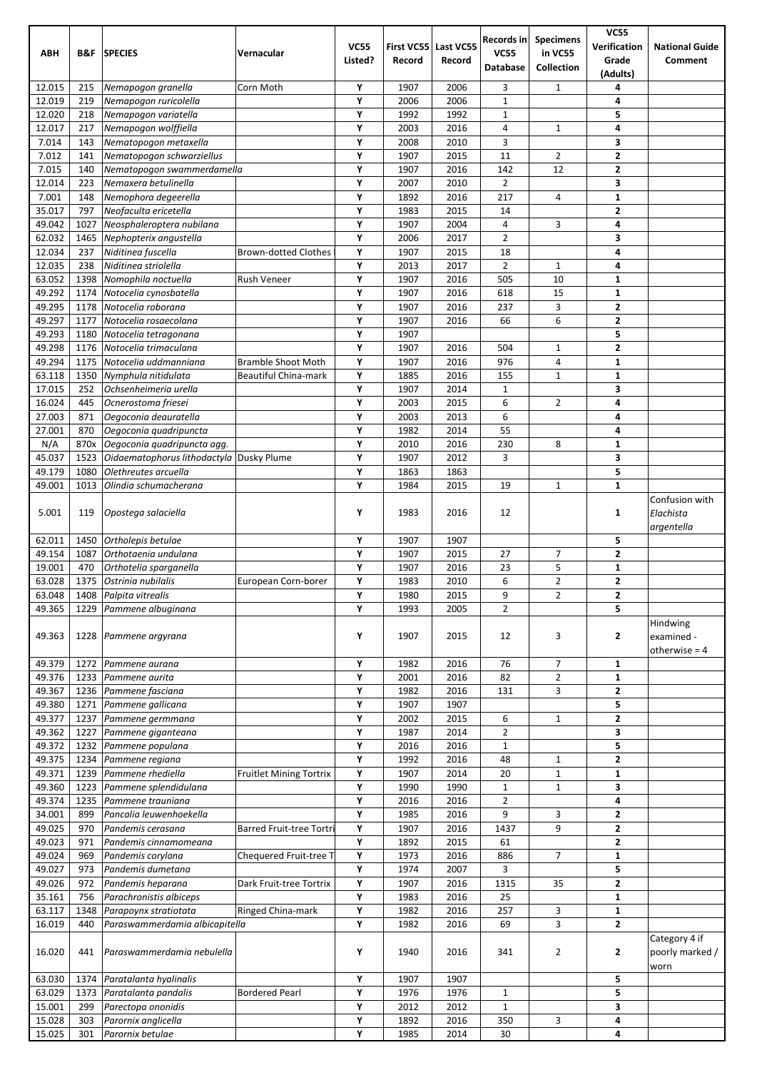| ABH | B&F | SPECIES | Vernacular | VC55 Listed? | First VC55 Record | Last VC55 Record | Records in VC55 Database | Specimens in VC55 Collection | VC55 Verification Grade (Adults) | National Guide Comment |
|---|---|---|---|---|---|---|---|---|---|---|
| 12.015 | 215 | *Nemapogon granella* | Corn Moth | Y | 1907 | 2006 | 3 | 1 | 4 | |
| 12.019 | 219 | *Nemapogon ruricolella* | | Y | 2006 | 2006 | 1 | | 4 | |
| 12.020 | 218 | *Nemapogon variatella* | | Y | 1992 | 1992 | 1 | | 5 | |
| 12.017 | 217 | *Nemapogon wolffiella* | | Y | 2003 | 2016 | 4 | 1 | 4 | |
| 7.014 | 143 | *Nematopogon metaxella* | | Y | 2008 | 2010 | 3 | | 3 | |
| 7.012 | 141 | *Nematopogon schwarziellus* | | Y | 1907 | 2015 | 11 | 2 | 2 | |
| 7.015 | 140 | *Nematopogon swammerdamella* | | Y | 1907 | 2016 | 142 | 12 | 2 | |
| 12.014 | 223 | *Nemaxera betulinella* | | Y | 2007 | 2010 | 2 | | 3 | |
| 7.001 | 148 | *Nemophora degeerella* | | Y | 1892 | 2016 | 217 | 4 | 1 | |
| 35.017 | 797 | *Neofaculta ericetella* | | Y | 1983 | 2015 | 14 | | 2 | |
| 49.042 | 1027 | *Neosphaleroptera nubilana* | | Y | 1907 | 2004 | 4 | 3 | 4 | |
| 62.032 | 1465 | *Nephopterix angustella* | | Y | 2006 | 2017 | 2 | | 3 | |
| 12.034 | 237 | *Niditinea fuscella* | Brown-dotted Clothes | Y | 1907 | 2015 | 18 | | 4 | |
| 12.035 | 238 | *Niditinea striolella* | | Y | 2013 | 2017 | 2 | 1 | 4 | |
| 63.052 | 1398 | *Nomophila noctuella* | Rush Veneer | Y | 1907 | 2016 | 505 | 10 | 1 | |
| 49.292 | 1174 | *Notocelia cynosbatella* | | Y | 1907 | 2016 | 618 | 15 | 1 | |
| 49.295 | 1178 | *Notocelia roborana* | | Y | 1907 | 2016 | 237 | 3 | 2 | |
| 49.297 | 1177 | *Notocelia rosaecolana* | | Y | 1907 | 2016 | 66 | 6 | 2 | |
| 49.293 | 1180 | *Notocelia tetragonana* | | Y | 1907 | | | | 5 | |
| 49.298 | 1176 | *Notocelia trimaculana* | | Y | 1907 | 2016 | 504 | 1 | 2 | |
| 49.294 | 1175 | *Notocelia uddmanniana* | Bramble Shoot Moth | Y | 1907 | 2016 | 976 | 4 | 1 | |
| 63.118 | 1350 | *Nymphula nitidulata* | Beautiful China-mark | Y | 1885 | 2016 | 155 | 1 | 1 | |
| 17.015 | 252 | *Ochsenheimeria urella* | | Y | 1907 | 2014 | 1 | | 3 | |
| 16.024 | 445 | *Ocnerostoma friesei* | | Y | 2003 | 2015 | 6 | 2 | 4 | |
| 27.003 | 871 | *Oegoconia deauratella* | | Y | 2003 | 2013 | 6 | | 4 | |
| 27.001 | 870 | *Oegoconia quadripuncta* | | Y | 1982 | 2014 | 55 | | 4 | |
| N/A | 870x | *Oegoconia quadripuncta agg.* | | Y | 2010 | 2016 | 230 | 8 | 1 | |
| 45.037 | 1523 | *Oidaematophorus lithodactyla* | Dusky Plume | Y | 1907 | 2012 | 3 | | 3 | |
| 49.179 | 1080 | *Olethreutes arcuella* | | Y | 1863 | 1863 | | | 5 | |
| 49.001 | 1013 | *Olindia schumacherana* | | Y | 1984 | 2015 | 19 | 1 | 1 | |
| 5.001 | 119 | *Opostega salaciella* | | Y | 1983 | 2016 | 12 | | 1 | Confusion with *Elachista argentella* |
| 62.011 | 1450 | *Ortholepis betulae* | | Y | 1907 | 1907 | | | 5 | |
| 49.154 | 1087 | *Orthotaenia undulana* | | Y | 1907 | 2015 | 27 | 7 | 2 | |
| 19.001 | 470 | *Orthotelia sparganella* | | Y | 1907 | 2016 | 23 | 5 | 1 | |
| 63.028 | 1375 | *Ostrinia nubilalis* | European Corn-borer | Y | 1983 | 2010 | 6 | 2 | 2 | |
| 63.048 | 1408 | *Palpita vitrealis* | | Y | 1980 | 2015 | 9 | 2 | 2 | |
| 49.365 | 1229 | *Pammene albuginana* | | Y | 1993 | 2005 | 2 | | 5 | |
| 49.363 | 1228 | *Pammene argyrana* | | Y | 1907 | 2015 | 12 | 3 | 2 | Hindwing examined - otherwise = 4 |
| 49.379 | 1272 | *Pammene aurana* | | Y | 1982 | 2016 | 76 | 7 | 1 | |
| 49.376 | 1233 | *Pammene aurita* | | Y | 2001 | 2016 | 82 | 2 | 1 | |
| 49.367 | 1236 | *Pammene fasciana* | | Y | 1982 | 2016 | 131 | 3 | 2 | |
| 49.380 | 1271 | *Pammene gallicana* | | Y | 1907 | 1907 | | | 5 | |
| 49.377 | 1237 | *Pammene germmana* | | Y | 2002 | 2015 | 6 | 1 | 2 | |
| 49.362 | 1227 | *Pammene giganteana* | | Y | 1987 | 2014 | 2 | | 3 | |
| 49.372 | 1232 | *Pammene populana* | | Y | 2016 | 2016 | 1 | | 5 | |
| 49.375 | 1234 | *Pammene regiana* | | Y | 1992 | 2016 | 48 | 1 | 2 | |
| 49.371 | 1239 | *Pammene rhediella* | Fruitlet Mining Tortrix | Y | 1907 | 2014 | 20 | 1 | 1 | |
| 49.360 | 1223 | *Pammene splendidulana* | | Y | 1990 | 1990 | 1 | 1 | 3 | |
| 49.374 | 1235 | *Pammene trauniana* | | Y | 2016 | 2016 | 2 | | 4 | |
| 34.001 | 899 | *Pancalia leuwenhoekella* | | Y | 1985 | 2016 | 9 | 3 | 2 | |
| 49.025 | 970 | *Pandemis cerasana* | Barred Fruit-tree Tortri | Y | 1907 | 2016 | 1437 | 9 | 2 | |
| 49.023 | 971 | *Pandemis cinnamomeana* | | Y | 1892 | 2015 | 61 | | 2 | |
| 49.024 | 969 | *Pandemis corylana* | Chequered Fruit-tree T | Y | 1973 | 2016 | 886 | 7 | 1 | |
| 49.027 | 973 | *Pandemis dumetana* | | Y | 1974 | 2007 | 3 | | 5 | |
| 49.026 | 972 | *Pandemis heparana* | Dark Fruit-tree Tortrix | Y | 1907 | 2016 | 1315 | 35 | 2 | |
| 35.161 | 756 | *Parachronistis albiceps* | | Y | 1983 | 2016 | 25 | | 1 | |
| 63.117 | 1348 | *Parapoynx stratiotata* | Ringed China-mark | Y | 1982 | 2016 | 257 | 3 | 1 | |
| 16.019 | 440 | *Paraswammerdamia albicapitella* | | Y | 1982 | 2016 | 69 | 3 | 2 | |
| 16.020 | 441 | *Paraswammerdamia nebulella* | | Y | 1940 | 2016 | 341 | 2 | 2 | Category 4 if poorly marked / worn |
| 63.030 | 1374 | *Paratalanta hyalinalis* | | Y | 1907 | 1907 | | | 5 | |
| 63.029 | 1373 | *Paratalanta pandalis* | Bordered Pearl | Y | 1976 | 1976 | 1 | | 5 | |
| 15.001 | 299 | *Parectopa ononidis* | | Y | 2012 | 2012 | 1 | | 3 | |
| 15.028 | 303 | *Parornix anglicella* | | Y | 1892 | 2016 | 350 | 3 | 4 | |
| 15.025 | 301 | *Parornix betulae* | | Y | 1985 | 2014 | 30 | | 4 | |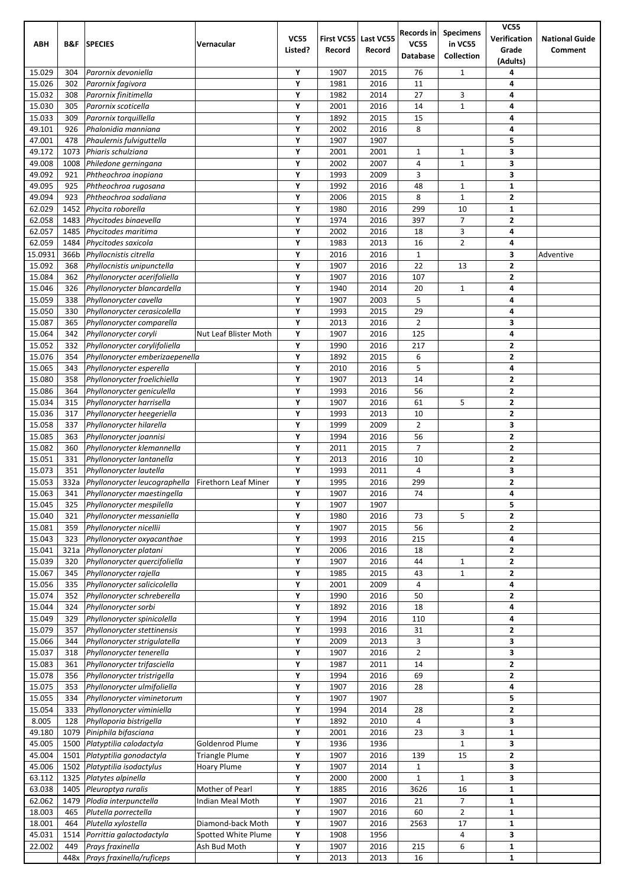| ABH | B&F | SPECIES | Vernacular | VC55 Listed? | First VC55 Record | Last VC55 Record | Records in VC55 Database | Specimens in VC55 Collection | VC55 Verification Grade (Adults) | National Guide Comment |
|---|---|---|---|---|---|---|---|---|---|---|
| 15.029 | 304 | *Parornix devoniella* | | Y | 1907 | 2015 | 76 | 1 | 4 | |
| 15.026 | 302 | *Parornix fagivora* | | Y | 1981 | 2016 | 11 | | 4 | |
| 15.032 | 308 | *Parornix finitimella* | | Y | 1982 | 2014 | 27 | 3 | 4 | |
| 15.030 | 305 | *Parornix scoticella* | | Y | 2001 | 2016 | 14 | 1 | 4 | |
| 15.033 | 309 | *Parornix torquillella* | | Y | 1892 | 2015 | 15 | | 4 | |
| 49.101 | 926 | *Phalonidia manniana* | | Y | 2002 | 2016 | 8 | | 4 | |
| 47.001 | 478 | *Phaulernis fulviguttella* | | Y | 1907 | 1907 | | | 5 | |
| 49.172 | 1073 | *Phiaris schulziana* | | Y | 2001 | 2001 | 1 | 1 | 3 | |
| 49.008 | 1008 | *Philedone gerningana* | | Y | 2002 | 2007 | 4 | 1 | 3 | |
| 49.092 | 921 | *Phtheochroa inopiana* | | Y | 1993 | 2009 | 3 | | 3 | |
| 49.095 | 925 | *Phtheochroa rugosana* | | Y | 1992 | 2016 | 48 | 1 | 1 | |
| 49.094 | 923 | *Phtheochroa sodaliana* | | Y | 2006 | 2015 | 8 | 1 | 2 | |
| 62.029 | 1452 | *Phycita roborella* | | Y | 1980 | 2016 | 299 | 10 | 1 | |
| 62.058 | 1483 | *Phycitodes binaevella* | | Y | 1974 | 2016 | 397 | 7 | 2 | |
| 62.057 | 1485 | *Phycitodes maritima* | | Y | 2002 | 2016 | 18 | 3 | 4 | |
| 62.059 | 1484 | *Phycitodes saxicola* | | Y | 1983 | 2013 | 16 | 2 | 4 | |
| 15.0931 | 366b | *Phyllocnistis citrella* | | Y | 2016 | 2016 | 1 | | 3 | Adventive |
| 15.092 | 368 | *Phyllocnistis unipunctella* | | Y | 1907 | 2016 | 22 | 13 | 2 | |
| 15.084 | 362 | *Phyllonorycter acerifoliella* | | Y | 1907 | 2016 | 107 | | 2 | |
| 15.046 | 326 | *Phyllonorycter blancardella* | | Y | 1940 | 2014 | 20 | 1 | 4 | |
| 15.059 | 338 | *Phyllonorycter cavella* | | Y | 1907 | 2003 | 5 | | 4 | |
| 15.050 | 330 | *Phyllonorycter cerasicolella* | | Y | 1993 | 2015 | 29 | | 4 | |
| 15.087 | 365 | *Phyllonorycter comparella* | | Y | 2013 | 2016 | 2 | | 3 | |
| 15.064 | 342 | *Phyllonorycter coryli* | Nut Leaf Blister Moth | Y | 1907 | 2016 | 125 | | 4 | |
| 15.052 | 332 | *Phyllonorycter corylifoliella* | | Y | 1990 | 2016 | 217 | | 2 | |
| 15.076 | 354 | *Phyllonorycter emberizaepenella* | | Y | 1892 | 2015 | 6 | | 2 | |
| 15.065 | 343 | *Phyllonorycter esperella* | | Y | 2010 | 2016 | 5 | | 4 | |
| 15.080 | 358 | *Phyllonorycter froelichiella* | | Y | 1907 | 2013 | 14 | | 2 | |
| 15.086 | 364 | *Phyllonorycter geniculella* | | Y | 1993 | 2016 | 56 | | 2 | |
| 15.034 | 315 | *Phyllonorycter harrisella* | | Y | 1907 | 2016 | 61 | 5 | 2 | |
| 15.036 | 317 | *Phyllonorycter heegeriella* | | Y | 1993 | 2013 | 10 | | 2 | |
| 15.058 | 337 | *Phyllonorycter hilarella* | | Y | 1999 | 2009 | 2 | | 3 | |
| 15.085 | 363 | *Phyllonorycter joannisi* | | Y | 1994 | 2016 | 56 | | 2 | |
| 15.082 | 360 | *Phyllonorycter klemannella* | | Y | 2011 | 2015 | 7 | | 2 | |
| 15.051 | 331 | *Phyllonorycter lantanella* | | Y | 2013 | 2016 | 10 | | 2 | |
| 15.073 | 351 | *Phyllonorycter lautella* | | Y | 1993 | 2011 | 4 | | 3 | |
| 15.053 | 332a | *Phyllonorycter leucographella* | Firethorn Leaf Miner | Y | 1995 | 2016 | 299 | | 2 | |
| 15.063 | 341 | *Phyllonorycter maestingella* | | Y | 1907 | 2016 | 74 | | 4 | |
| 15.045 | 325 | *Phyllonorycter mespilella* | | Y | 1907 | 1907 | | | 5 | |
| 15.040 | 321 | *Phyllonorycter messaniella* | | Y | 1980 | 2016 | 73 | 5 | 2 | |
| 15.081 | 359 | *Phyllonorycter nicellii* | | Y | 1907 | 2015 | 56 | | 2 | |
| 15.043 | 323 | *Phyllonorycter oxyacanthae* | | Y | 1993 | 2016 | 215 | | 4 | |
| 15.041 | 321a | *Phyllonorycter platani* | | Y | 2006 | 2016 | 18 | | 2 | |
| 15.039 | 320 | *Phyllonorycter quercifoliella* | | Y | 1907 | 2016 | 44 | 1 | 2 | |
| 15.067 | 345 | *Phyllonorycter rajella* | | Y | 1985 | 2015 | 43 | 1 | 2 | |
| 15.056 | 335 | *Phyllonorycter salicicolella* | | Y | 2001 | 2009 | 4 | | 4 | |
| 15.074 | 352 | *Phyllonorycter schreberella* | | Y | 1990 | 2016 | 50 | | 2 | |
| 15.044 | 324 | *Phyllonorycter sorbi* | | Y | 1892 | 2016 | 18 | | 4 | |
| 15.049 | 329 | *Phyllonorycter spinicolella* | | Y | 1994 | 2016 | 110 | | 4 | |
| 15.079 | 357 | *Phyllonorycter stettinensis* | | Y | 1993 | 2016 | 31 | | 2 | |
| 15.066 | 344 | *Phyllonorycter strigulatella* | | Y | 2009 | 2013 | 3 | | 3 | |
| 15.037 | 318 | *Phyllonorycter tenerella* | | Y | 1907 | 2016 | 2 | | 3 | |
| 15.083 | 361 | *Phyllonorycter trifasciella* | | Y | 1987 | 2011 | 14 | | 2 | |
| 15.078 | 356 | *Phyllonorycter tristrigella* | | Y | 1994 | 2016 | 69 | | 2 | |
| 15.075 | 353 | *Phyllonorycter ulmifoliella* | | Y | 1907 | 2016 | 28 | | 4 | |
| 15.055 | 334 | *Phyllonorycter viminetorum* | | Y | 1907 | 1907 | | | 5 | |
| 15.054 | 333 | *Phyllonorycter viminiella* | | Y | 1994 | 2014 | 28 | | 2 | |
| 8.005 | 128 | *Phylloporia bistrigella* | | Y | 1892 | 2010 | 4 | | 3 | |
| 49.180 | 1079 | *Piniphila bifasciana* | | Y | 2001 | 2016 | 23 | 3 | 1 | |
| 45.005 | 1500 | *Platyptilia calodactyla* | Goldenrod Plume | Y | 1936 | 1936 | | 1 | 3 | |
| 45.004 | 1501 | *Platyptilia gonodactyla* | Triangle Plume | Y | 1907 | 2016 | 139 | 15 | 2 | |
| 45.006 | 1502 | *Platyptilia isodactylus* | Hoary Plume | Y | 1907 | 2014 | 1 | | 3 | |
| 63.112 | 1325 | *Platytes alpinella* | | Y | 2000 | 2000 | 1 | 1 | 3 | |
| 63.038 | 1405 | *Pleuroptya ruralis* | Mother of Pearl | Y | 1885 | 2016 | 3626 | 16 | 1 | |
| 62.062 | 1479 | *Plodia interpunctella* | Indian Meal Moth | Y | 1907 | 2016 | 21 | 7 | 1 | |
| 18.003 | 465 | *Plutella porrectella* | | Y | 1907 | 2016 | 60 | 2 | 1 | |
| 18.001 | 464 | *Plutella xylostella* | Diamond-back Moth | Y | 1907 | 2016 | 2563 | 17 | 1 | |
| 45.031 | 1514 | *Porrittia galactodactyla* | Spotted White Plume | Y | 1908 | 1956 | | 4 | 3 | |
| 22.002 | 449 | *Prays fraxinella* | Ash Bud Moth | Y | 1907 | 2016 | 215 | 6 | 1 | |
| | 448x | *Prays fraxinella/ruficeps* | | Y | 2013 | 2013 | 16 | | 1 | |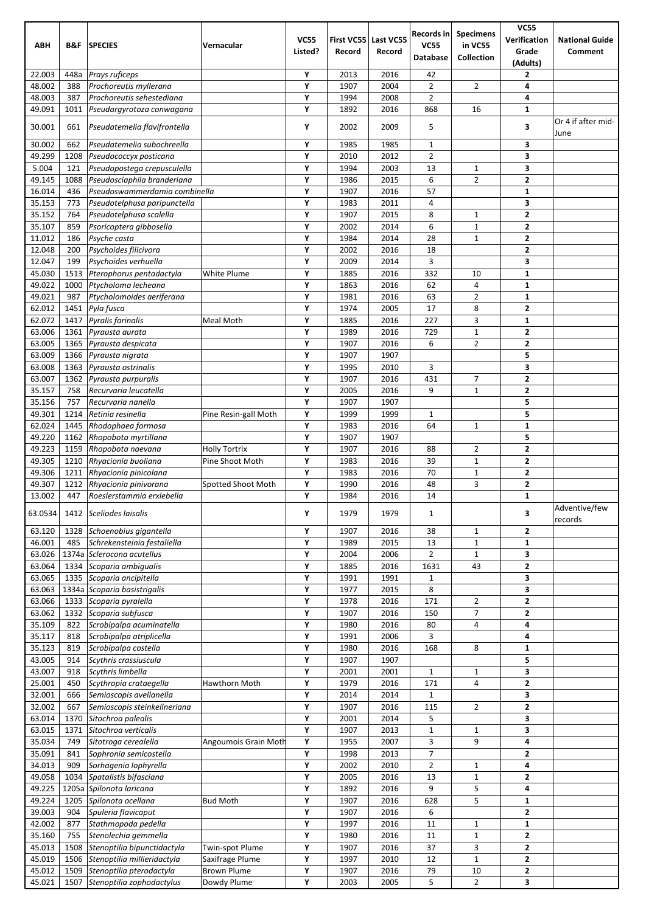| ABH | B&F | SPECIES | Vernacular | VC55 Listed? | First VC55 Record | Last VC55 Record | Records in VC55 Database | Specimens in VC55 Collection | VC55 Verification Grade (Adults) | National Guide Comment |
|---|---|---|---|---|---|---|---|---|---|---|
| 22.003 | 448a | *Prays ruficeps* | | Y | 2013 | 2016 | 42 | | 2 | |
| 48.002 | 388 | *Prochoreutis myllerana* | | Y | 1907 | 2004 | 2 | 2 | 4 | |
| 48.003 | 387 | *Prochoreutis sehestediana* | | Y | 1994 | 2008 | 2 | | 4 | |
| 49.091 | 1011 | *Pseudargyrotoza conwagana* | | Y | 1892 | 2016 | 868 | 16 | 1 | |
| 30.001 | 661 | *Pseudatemelia flavifrontella* | | Y | 2002 | 2009 | 5 | | 3 | Or 4 if after mid-June |
| 30.002 | 662 | *Pseudatemelia subochreella* | | Y | 1985 | 1985 | 1 | | 3 | |
| 49.299 | 1208 | *Pseudococcyx posticana* | | Y | 2010 | 2012 | 2 | | 3 | |
| 5.004 | 121 | *Pseudopostega crepusculella* | | Y | 1994 | 2003 | 13 | 1 | 3 | |
| 49.145 | 1088 | *Pseudosciaphila branderiana* | | Y | 1986 | 2015 | 6 | 2 | 2 | |
| 16.014 | 436 | *Pseudoswammerdamia combinella* | | Y | 1907 | 2016 | 57 | | 1 | |
| 35.153 | 773 | *Pseudotelphusa paripunctella* | | Y | 1983 | 2011 | 4 | | 3 | |
| 35.152 | 764 | *Pseudotelphusa scalella* | | Y | 1907 | 2015 | 8 | 1 | 2 | |
| 35.107 | 859 | *Psoricoptera gibbosella* | | Y | 2002 | 2014 | 6 | 1 | 2 | |
| 11.012 | 186 | *Psyche casta* | | Y | 1984 | 2014 | 28 | 1 | 2 | |
| 12.048 | 200 | *Psychoides filicivora* | | Y | 2002 | 2016 | 18 | | 2 | |
| 12.047 | 199 | *Psychoides verhuella* | | Y | 2009 | 2014 | 3 | | 3 | |
| 45.030 | 1513 | *Pterophorus pentadactyla* | White Plume | Y | 1885 | 2016 | 332 | 10 | 1 | |
| 49.022 | 1000 | *Ptycholoma lecheana* | | Y | 1863 | 2016 | 62 | 4 | 1 | |
| 49.021 | 987 | *Ptycholomoides aeriferana* | | Y | 1981 | 2016 | 63 | 2 | 1 | |
| 62.012 | 1451 | *Pyla fusca* | | Y | 1974 | 2005 | 17 | 8 | 2 | |
| 62.072 | 1417 | *Pyralis farinalis* | Meal Moth | Y | 1885 | 2016 | 227 | 3 | 1 | |
| 63.006 | 1361 | *Pyrausta aurata* | | Y | 1989 | 2016 | 729 | 1 | 2 | |
| 63.005 | 1365 | *Pyrausta despicata* | | Y | 1907 | 2016 | 6 | 2 | 2 | |
| 63.009 | 1366 | *Pyrausta nigrata* | | Y | 1907 | 1907 | | | 5 | |
| 63.008 | 1363 | *Pyrausta ostrinalis* | | Y | 1995 | 2010 | 3 | | 3 | |
| 63.007 | 1362 | *Pyrausta purpuralis* | | Y | 1907 | 2016 | 431 | 7 | 2 | |
| 35.157 | 758 | *Recurvaria leucatella* | | Y | 2005 | 2016 | 9 | 1 | 2 | |
| 35.156 | 757 | *Recurvaria nanella* | | Y | 1907 | 1907 | | | 5 | |
| 49.301 | 1214 | *Retinia resinella* | Pine Resin-gall Moth | Y | 1999 | 1999 | 1 | | 5 | |
| 62.024 | 1445 | *Rhodophaea formosa* | | Y | 1983 | 2016 | 64 | 1 | 1 | |
| 49.220 | 1162 | *Rhopobota myrtillana* | | Y | 1907 | 1907 | | | 5 | |
| 49.223 | 1159 | *Rhopobota naevana* | Holly Tortrix | Y | 1907 | 2016 | 88 | 2 | 2 | |
| 49.305 | 1210 | *Rhyacionia buoliana* | Pine Shoot Moth | Y | 1983 | 2016 | 39 | 1 | 2 | |
| 49.306 | 1211 | *Rhyacionia pinicolana* | | Y | 1983 | 2016 | 70 | 1 | 2 | |
| 49.307 | 1212 | *Rhyacionia pinivorana* | Spotted Shoot Moth | Y | 1990 | 2016 | 48 | 3 | 2 | |
| 13.002 | 447 | *Roeslerstammia erxlebella* | | Y | 1984 | 2016 | 14 | | 1 | |
| 63.0534 | 1412 | *Sceliodes laisalis* | | Y | 1979 | 1979 | 1 | | 3 | Adventive/few records |
| 63.120 | 1328 | *Schoenobius gigantella* | | Y | 1907 | 2016 | 38 | 1 | 2 | |
| 46.001 | 485 | *Schrekensteinia festaliella* | | Y | 1989 | 2015 | 13 | 1 | 1 | |
| 63.026 | 1374a | *Sclerocona acutellus* | | Y | 2004 | 2006 | 2 | 1 | 3 | |
| 63.064 | 1334 | *Scoparia ambigualis* | | Y | 1885 | 2016 | 1631 | 43 | 2 | |
| 63.065 | 1335 | *Scoparia ancipitella* | | Y | 1991 | 1991 | 1 | | 3 | |
| 63.063 | 1334a | *Scoparia basistrigalis* | | Y | 1977 | 2015 | 8 | | 3 | |
| 63.066 | 1333 | *Scoparia pyralella* | | Y | 1978 | 2016 | 171 | 2 | 2 | |
| 63.062 | 1332 | *Scoparia subfusca* | | Y | 1907 | 2016 | 150 | 7 | 2 | |
| 35.109 | 822 | *Scrobipalpa acuminatella* | | Y | 1980 | 2016 | 80 | 4 | 4 | |
| 35.117 | 818 | *Scrobipalpa atriplicella* | | Y | 1991 | 2006 | 3 | | 4 | |
| 35.123 | 819 | *Scrobipalpa costella* | | Y | 1980 | 2016 | 168 | 8 | 1 | |
| 43.005 | 914 | *Scythris crassiuscula* | | Y | 1907 | 1907 | | | 5 | |
| 43.007 | 918 | *Scythris limbella* | | Y | 2001 | 2001 | 1 | 1 | 3 | |
| 25.001 | 450 | *Scythropia crataegella* | Hawthorn Moth | Y | 1979 | 2016 | 171 | 4 | 2 | |
| 32.001 | 666 | *Semioscopis avellanella* | | Y | 2014 | 2014 | 1 | | 3 | |
| 32.002 | 667 | *Semioscopis steinkellneriana* | | Y | 1907 | 2016 | 115 | 2 | 2 | |
| 63.014 | 1370 | *Sitochroa palealis* | | Y | 2001 | 2014 | 5 | | 3 | |
| 63.015 | 1371 | *Sitochroa verticalis* | | Y | 1907 | 2013 | 1 | 1 | 3 | |
| 35.034 | 749 | *Sitotroga cerealella* | Angoumois Grain Moth | Y | 1955 | 2007 | 3 | 9 | 4 | |
| 35.091 | 841 | *Sophronia semicostella* | | Y | 1998 | 2013 | 7 | | 2 | |
| 34.013 | 909 | *Sorhagenia lophyrella* | | Y | 2002 | 2010 | 2 | 1 | 4 | |
| 49.058 | 1034 | *Spatalistis bifasciana* | | Y | 2005 | 2016 | 13 | 1 | 2 | |
| 49.225 | 1205a | *Spilonota laricana* | | Y | 1892 | 2016 | 9 | 5 | 4 | |
| 49.224 | 1205 | *Spilonota ocellana* | Bud Moth | Y | 1907 | 2016 | 628 | 5 | 1 | |
| 39.003 | 904 | *Spuleria flavicaput* | | Y | 1907 | 2016 | 6 | | 2 | |
| 42.002 | 877 | *Stathmopoda pedella* | | Y | 1997 | 2016 | 11 | 1 | 1 | |
| 35.160 | 755 | *Stenolechia gemmella* | | Y | 1980 | 2016 | 11 | 1 | 2 | |
| 45.013 | 1508 | *Stenoptilia bipunctidactyla* | Twin-spot Plume | Y | 1907 | 2016 | 37 | 3 | 2 | |
| 45.019 | 1506 | *Stenoptilia millieridactyla* | Saxifrage Plume | Y | 1997 | 2010 | 12 | 1 | 2 | |
| 45.012 | 1509 | *Stenoptilia pterodactyla* | Brown Plume | Y | 1907 | 2016 | 79 | 10 | 2 | |
| 45.021 | 1507 | *Stenoptilia zophodactylus* | Dowdy Plume | Y | 2003 | 2005 | 5 | 2 | 3 | |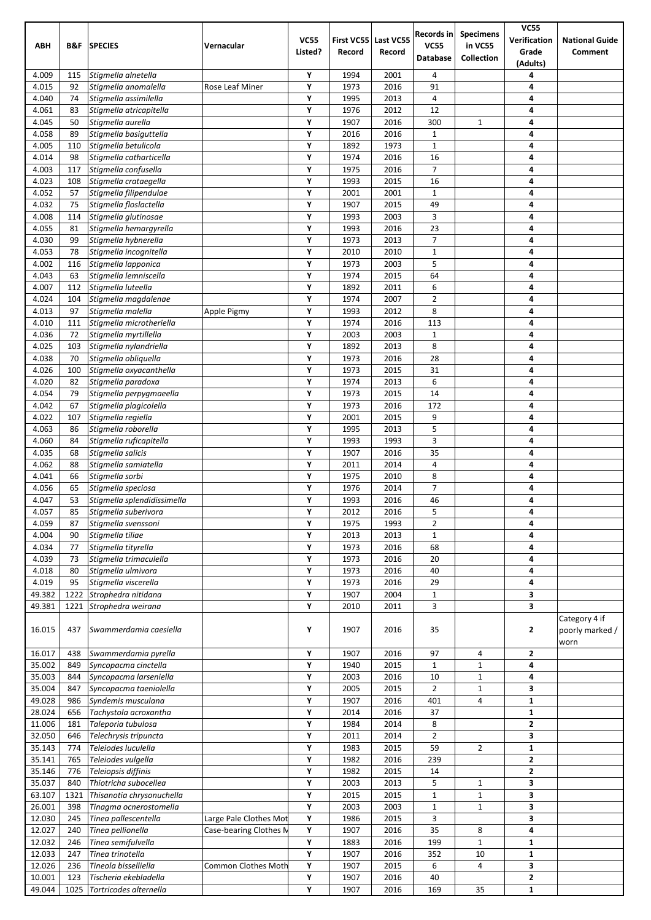| ABH | B&F | SPECIES | Vernacular | VC55 Listed? | First VC55 Record | Last VC55 Record | Records in VC55 Database | Specimens in VC55 Collection | VC55 Verification Grade (Adults) | National Guide Comment |
|---|---|---|---|---|---|---|---|---|---|---|
| 4.009 | 115 | *Stigmella alnetella* | | Y | 1994 | 2001 | 4 | | 4 | |
| 4.015 | 92 | *Stigmella anomalella* | Rose Leaf Miner | Y | 1973 | 2016 | 91 | | 4 | |
| 4.040 | 74 | *Stigmella assimilella* | | Y | 1995 | 2013 | 4 | | 4 | |
| 4.061 | 83 | *Stigmella atricapitella* | | Y | 1976 | 2012 | 12 | | 4 | |
| 4.045 | 50 | *Stigmella aurella* | | Y | 1907 | 2016 | 300 | 1 | 4 | |
| 4.058 | 89 | *Stigmella basiguttella* | | Y | 2016 | 2016 | 1 | | 4 | |
| 4.005 | 110 | *Stigmella betulicola* | | Y | 1892 | 1973 | 1 | | 4 | |
| 4.014 | 98 | *Stigmella catharticella* | | Y | 1974 | 2016 | 16 | | 4 | |
| 4.003 | 117 | *Stigmella confusella* | | Y | 1975 | 2016 | 7 | | 4 | |
| 4.023 | 108 | *Stigmella crataegella* | | Y | 1993 | 2015 | 16 | | 4 | |
| 4.052 | 57 | *Stigmella filipendulae* | | Y | 2001 | 2001 | 1 | | 4 | |
| 4.032 | 75 | *Stigmella floslactella* | | Y | 1907 | 2015 | 49 | | 4 | |
| 4.008 | 114 | *Stigmella glutinosae* | | Y | 1993 | 2003 | 3 | | 4 | |
| 4.055 | 81 | *Stigmella hemargyrella* | | Y | 1993 | 2016 | 23 | | 4 | |
| 4.030 | 99 | *Stigmella hybnerella* | | Y | 1973 | 2013 | 7 | | 4 | |
| 4.053 | 78 | *Stigmella incognitella* | | Y | 2010 | 2010 | 1 | | 4 | |
| 4.002 | 116 | *Stigmella lapponica* | | Y | 1973 | 2003 | 5 | | 4 | |
| 4.043 | 63 | *Stigmella lemniscella* | | Y | 1974 | 2015 | 64 | | 4 | |
| 4.007 | 112 | *Stigmella luteella* | | Y | 1892 | 2011 | 6 | | 4 | |
| 4.024 | 104 | *Stigmella magdalenae* | | Y | 1974 | 2007 | 2 | | 4 | |
| 4.013 | 97 | *Stigmella malella* | Apple Pigmy | Y | 1993 | 2012 | 8 | | 4 | |
| 4.010 | 111 | *Stigmella microtheriella* | | Y | 1974 | 2016 | 113 | | 4 | |
| 4.036 | 72 | *Stigmella myrtillella* | | Y | 2003 | 2003 | 1 | | 4 | |
| 4.025 | 103 | *Stigmella nylandriella* | | Y | 1892 | 2013 | 8 | | 4 | |
| 4.038 | 70 | *Stigmella obliquella* | | Y | 1973 | 2016 | 28 | | 4 | |
| 4.026 | 100 | *Stigmella oxyacanthella* | | Y | 1973 | 2015 | 31 | | 4 | |
| 4.020 | 82 | *Stigmella paradoxa* | | Y | 1974 | 2013 | 6 | | 4 | |
| 4.054 | 79 | *Stigmella perpygmaeella* | | Y | 1973 | 2015 | 14 | | 4 | |
| 4.042 | 67 | *Stigmella plagicolella* | | Y | 1973 | 2016 | 172 | | 4 | |
| 4.022 | 107 | *Stigmella regiella* | | Y | 2001 | 2015 | 9 | | 4 | |
| 4.063 | 86 | *Stigmella roborella* | | Y | 1995 | 2013 | 5 | | 4 | |
| 4.060 | 84 | *Stigmella ruficapitella* | | Y | 1993 | 1993 | 3 | | 4 | |
| 4.035 | 68 | *Stigmella salicis* | | Y | 1907 | 2016 | 35 | | 4 | |
| 4.062 | 88 | *Stigmella samiatella* | | Y | 2011 | 2014 | 4 | | 4 | |
| 4.041 | 66 | *Stigmella sorbi* | | Y | 1975 | 2010 | 8 | | 4 | |
| 4.056 | 65 | *Stigmella speciosa* | | Y | 1976 | 2014 | 7 | | 4 | |
| 4.047 | 53 | *Stigmella splendidissimella* | | Y | 1993 | 2016 | 46 | | 4 | |
| 4.057 | 85 | *Stigmella suberivora* | | Y | 2012 | 2016 | 5 | | 4 | |
| 4.059 | 87 | *Stigmella svenssoni* | | Y | 1975 | 1993 | 2 | | 4 | |
| 4.004 | 90 | *Stigmella tiliae* | | Y | 2013 | 2013 | 1 | | 4 | |
| 4.034 | 77 | *Stigmella tityrella* | | Y | 1973 | 2016 | 68 | | 4 | |
| 4.039 | 73 | *Stigmella trimaculella* | | Y | 1973 | 2016 | 20 | | 4 | |
| 4.018 | 80 | *Stigmella ulmivora* | | Y | 1973 | 2016 | 40 | | 4 | |
| 4.019 | 95 | *Stigmella viscerella* | | Y | 1973 | 2016 | 29 | | 4 | |
| 49.382 | 1222 | *Strophedra nitidana* | | Y | 1907 | 2004 | 1 | | 3 | |
| 49.381 | 1221 | *Strophedra weirana* | | Y | 2010 | 2011 | 3 | | 3 | |
| 16.015 | 437 | *Swammerdamia caesiella* | | Y | 1907 | 2016 | 35 | | 2 | Category 4 if poorly marked / worn |
| 16.017 | 438 | *Swammerdamia pyrella* | | Y | 1907 | 2016 | 97 | 4 | 2 | |
| 35.002 | 849 | *Syncopacma cinctella* | | Y | 1940 | 2015 | 1 | 1 | 4 | |
| 35.003 | 844 | *Syncopacma larseniella* | | Y | 2003 | 2016 | 10 | 1 | 4 | |
| 35.004 | 847 | *Syncopacma taeniolella* | | Y | 2005 | 2015 | 2 | 1 | 3 | |
| 49.028 | 986 | *Syndemis musculana* | | Y | 1907 | 2016 | 401 | 4 | 1 | |
| 28.024 | 656 | *Tachystola acroxantha* | | Y | 2014 | 2016 | 37 | | 1 | |
| 11.006 | 181 | *Taleporia tubulosa* | | Y | 1984 | 2014 | 8 | | 2 | |
| 32.050 | 646 | *Telechrysis tripuncta* | | Y | 2011 | 2014 | 2 | | 3 | |
| 35.143 | 774 | *Teleiodes luculella* | | Y | 1983 | 2015 | 59 | 2 | 1 | |
| 35.141 | 765 | *Teleiodes vulgella* | | Y | 1982 | 2016 | 239 | | 2 | |
| 35.146 | 776 | *Teleiopsis diffinis* | | Y | 1982 | 2015 | 14 | | 2 | |
| 35.037 | 840 | *Thiotricha subocellea* | | Y | 2003 | 2013 | 5 | 1 | 3 | |
| 63.107 | 1321 | *Thisanotia chrysonuchella* | | Y | 2015 | 2015 | 1 | 1 | 3 | |
| 26.001 | 398 | *Tinagma ocnerostomella* | | Y | 2003 | 2003 | 1 | 1 | 3 | |
| 12.030 | 245 | *Tinea pallescentella* | Large Pale Clothes Mot | Y | 1986 | 2015 | 3 | | 3 | |
| 12.027 | 240 | *Tinea pellionella* | Case-bearing Clothes M | Y | 1907 | 2016 | 35 | 8 | 4 | |
| 12.032 | 246 | *Tinea semifulvella* | | Y | 1883 | 2016 | 199 | 1 | 1 | |
| 12.033 | 247 | *Tinea trinotella* | | Y | 1907 | 2016 | 352 | 10 | 1 | |
| 12.026 | 236 | *Tineola bisselliella* | Common Clothes Moth | Y | 1907 | 2015 | 6 | 4 | 3 | |
| 10.001 | 123 | *Tischeria ekebladella* | | Y | 1907 | 2016 | 40 | | 2 | |
| 49.044 | 1025 | *Tortricodes alternella* | | Y | 1907 | 2016 | 169 | 35 | 1 | |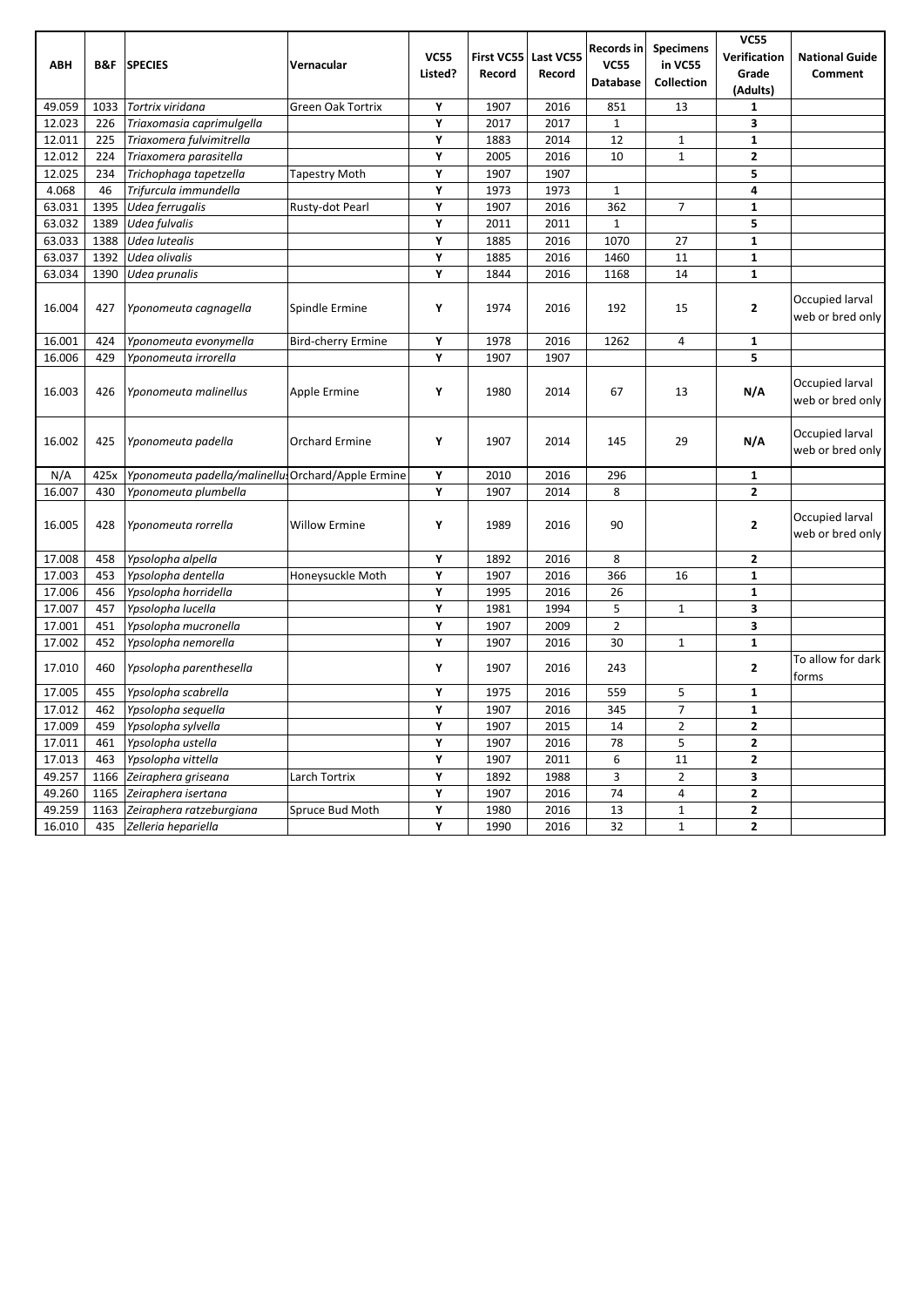| ABH | B&F | SPECIES | Vernacular | VC55 Listed? | First VC55 Record | Last VC55 Record | Records in VC55 Database | Specimens in VC55 Collection | VC55 Verification Grade (Adults) | National Guide Comment |
|---|---|---|---|---|---|---|---|---|---|---|
| 49.059 | 1033 | *Tortrix viridana* | Green Oak Tortrix | Y | 1907 | 2016 | 851 | 13 | **1** | |
| 12.023 | 226 | *Triaxomasia caprimulgella* | | Y | 2017 | 2017 | 1 | | **3** | |
| 12.011 | 225 | *Triaxomera fulvimitrella* | | Y | 1883 | 2014 | 12 | 1 | **1** | |
| 12.012 | 224 | *Triaxomera parasitella* | | Y | 2005 | 2016 | 10 | 1 | **2** | |
| 12.025 | 234 | *Trichophaga tapetzella* | Tapestry Moth | Y | 1907 | 1907 | | | **5** | |
| 4.068 | 46 | *Trifurcula immundella* | | Y | 1973 | 1973 | 1 | | **4** | |
| 63.031 | 1395 | *Udea ferrugalis* | Rusty-dot Pearl | Y | 1907 | 2016 | 362 | 7 | **1** | |
| 63.032 | 1389 | *Udea fulvalis* | | Y | 2011 | 2011 | 1 | | **5** | |
| 63.033 | 1388 | *Udea lutealis* | | Y | 1885 | 2016 | 1070 | 27 | **1** | |
| 63.037 | 1392 | *Udea olivalis* | | Y | 1885 | 2016 | 1460 | 11 | **1** | |
| 63.034 | 1390 | *Udea prunalis* | | Y | 1844 | 2016 | 1168 | 14 | **1** | |
| 16.004 | 427 | *Yponomeuta cagnagella* | Spindle Ermine | Y | 1974 | 2016 | 192 | 15 | **2** | Occupied larval web or bred only |
| 16.001 | 424 | *Yponomeuta evonymella* | Bird-cherry Ermine | Y | 1978 | 2016 | 1262 | 4 | **1** | |
| 16.006 | 429 | *Yponomeuta irrorella* | | Y | 1907 | 1907 | | | **5** | |
| 16.003 | 426 | *Yponomeuta malinellus* | Apple Ermine | Y | 1980 | 2014 | 67 | 13 | **N/A** | Occupied larval web or bred only |
| 16.002 | 425 | *Yponomeuta padella* | Orchard Ermine | Y | 1907 | 2014 | 145 | 29 | **N/A** | Occupied larval web or bred only |
| N/A | 425x | *Yponomeuta padella/malinellus* | Orchard/Apple Ermine | Y | 2010 | 2016 | 296 | | **1** | |
| 16.007 | 430 | *Yponomeuta plumbella* | | Y | 1907 | 2014 | 8 | | **2** | |
| 16.005 | 428 | *Yponomeuta rorrella* | Willow Ermine | Y | 1989 | 2016 | 90 | | **2** | Occupied larval web or bred only |
| 17.008 | 458 | *Ypsolopha alpella* | | Y | 1892 | 2016 | 8 | | **2** | |
| 17.003 | 453 | *Ypsolopha dentella* | Honeysuckle Moth | Y | 1907 | 2016 | 366 | 16 | **1** | |
| 17.006 | 456 | *Ypsolopha horridella* | | Y | 1995 | 2016 | 26 | | **1** | |
| 17.007 | 457 | *Ypsolopha lucella* | | Y | 1981 | 1994 | 5 | 1 | **3** | |
| 17.001 | 451 | *Ypsolopha mucronella* | | Y | 1907 | 2009 | 2 | | **3** | |
| 17.002 | 452 | *Ypsolopha nemorella* | | Y | 1907 | 2016 | 30 | 1 | **1** | |
| 17.010 | 460 | *Ypsolopha parenthesella* | | Y | 1907 | 2016 | 243 | | **2** | To allow for dark forms |
| 17.005 | 455 | *Ypsolopha scabrella* | | Y | 1975 | 2016 | 559 | 5 | **1** | |
| 17.012 | 462 | *Ypsolopha sequella* | | Y | 1907 | 2016 | 345 | 7 | **1** | |
| 17.009 | 459 | *Ypsolopha sylvella* | | Y | 1907 | 2015 | 14 | 2 | **2** | |
| 17.011 | 461 | *Ypsolopha ustella* | | Y | 1907 | 2016 | 78 | 5 | **2** | |
| 17.013 | 463 | *Ypsolopha vittella* | | Y | 1907 | 2011 | 6 | 11 | **2** | |
| 49.257 | 1166 | *Zeiraphera griseana* | Larch Tortrix | Y | 1892 | 1988 | 3 | 2 | **3** | |
| 49.260 | 1165 | *Zeiraphera isertana* | | Y | 1907 | 2016 | 74 | 4 | **2** | |
| 49.259 | 1163 | *Zeiraphera ratzeburgiana* | Spruce Bud Moth | Y | 1980 | 2016 | 13 | 1 | **2** | |
| 16.010 | 435 | *Zelleria hepariella* | | Y | 1990 | 2016 | 32 | 1 | **2** | |